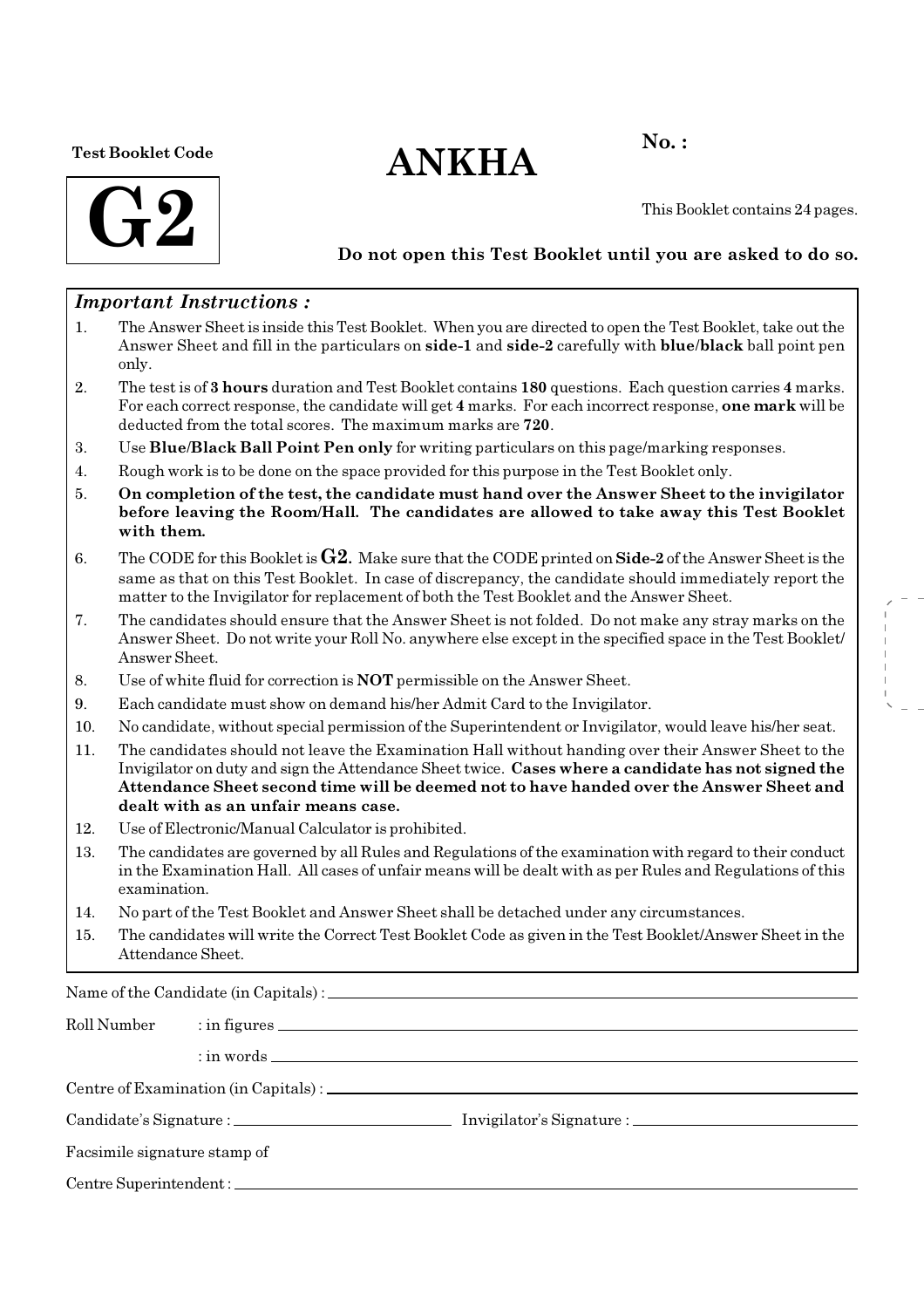Test Booklet Code

# G2

# ANKHA

No. :

This Booklet contains 24 pages.

**Do not open this Test Booklet until you are asked to do so.**

***Important Instructions :***

1. The Answer Sheet is inside this Test Booklet. When you are directed to open the Test Booklet, take out the Answer Sheet and fill in the particulars on **side-1** and **side-2** carefully with **blue/black** ball point pen only.
2. The test is of **3 hours** duration and Test Booklet contains **180** questions. Each question carries **4** marks. For each correct response, the candidate will get **4** marks. For each incorrect response, **one mark** will be deducted from the total scores. The maximum marks are **720**.
3. Use **Blue/Black Ball Point Pen only** for writing particulars on this page/marking responses.
4. Rough work is to be done on the space provided for this purpose in the Test Booklet only.
5. **On completion of the test, the candidate must hand over the Answer Sheet to the invigilator before leaving the Room/Hall. The candidates are allowed to take away this Test Booklet with them.**
6. The CODE for this Booklet is **G2**. Make sure that the CODE printed on **Side-2** of the Answer Sheet is the same as that on this Test Booklet. In case of discrepancy, the candidate should immediately report the matter to the Invigilator for replacement of both the Test Booklet and the Answer Sheet.
7. The candidates should ensure that the Answer Sheet is not folded. Do not make any stray marks on the Answer Sheet. Do not write your Roll No. anywhere else except in the specified space in the Test Booklet/ Answer Sheet.
8. Use of white fluid for correction is **NOT** permissible on the Answer Sheet.
9. Each candidate must show on demand his/her Admit Card to the Invigilator.
10. No candidate, without special permission of the Superintendent or Invigilator, would leave his/her seat.
11. The candidates should not leave the Examination Hall without handing over their Answer Sheet to the Invigilator on duty and sign the Attendance Sheet twice. **Cases where a candidate has not signed the Attendance Sheet second time will be deemed not to have handed over the Answer Sheet and dealt with as an unfair means case.**
12. Use of Electronic/Manual Calculator is prohibited.
13. The candidates are governed by all Rules and Regulations of the examination with regard to their conduct in the Examination Hall. All cases of unfair means will be dealt with as per Rules and Regulations of this examination.
14. No part of the Test Booklet and Answer Sheet shall be detached under any circumstances.
15. The candidates will write the Correct Test Booklet Code as given in the Test Booklet/Answer Sheet in the Attendance Sheet.

Name of the Candidate (in Capitals) : ____________________

Roll Number : in figures ____________________

: in words ____________________

Centre of Examination (in Capitals) : ____________________

Candidate's Signature : ____________________ Invigilator's Signature : ____________________

Facsimile signature stamp of

Centre Superintendent : ____________________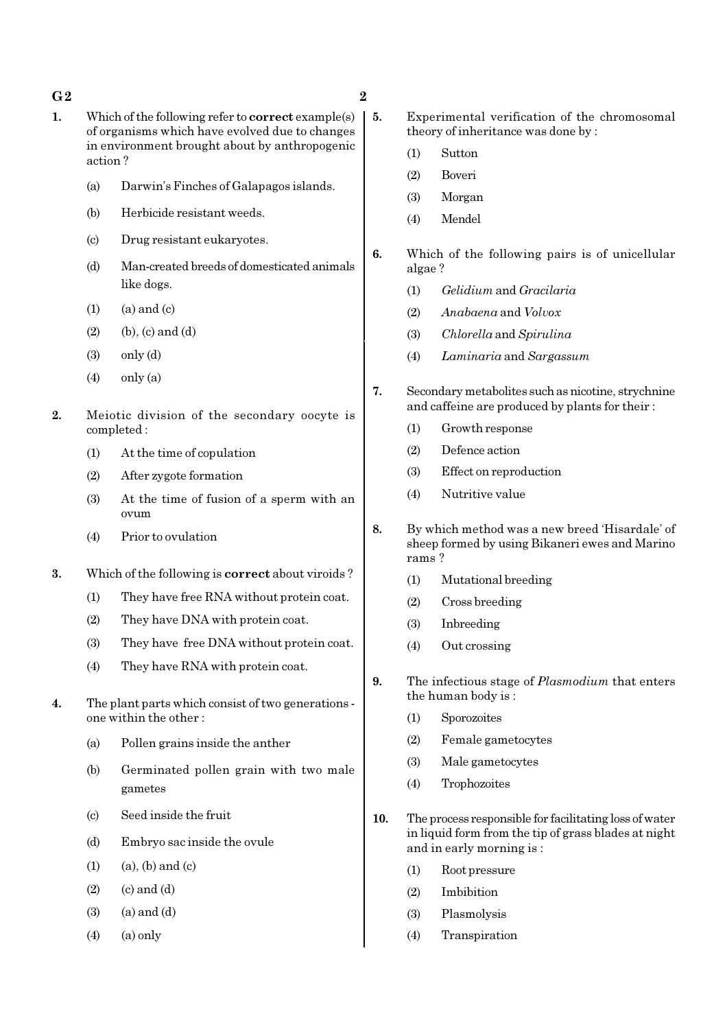1. Which of the following refer to **correct** example(s) of organisms which have evolved due to changes in environment brought about by anthropogenic action ?

   (a) Darwin's Finches of Galapagos islands.

   (b) Herbicide resistant weeds.

   (c) Drug resistant eukaryotes.

   (d) Man-created breeds of domesticated animals like dogs.

   (1) (a) and (c)
   (2) (b), (c) and (d)
   (3) only (d)
   (4) only (a)

2. Meiotic division of the secondary oocyte is completed :

   (1) At the time of copulation
   (2) After zygote formation
   (3) At the time of fusion of a sperm with an ovum
   (4) Prior to ovulation

3. Which of the following is **correct** about viroids ?

   (1) They have free RNA without protein coat.
   (2) They have DNA with protein coat.
   (3) They have free DNA without protein coat.
   (4) They have RNA with protein coat.

4. The plant parts which consist of two generations - one within the other :

   (a) Pollen grains inside the anther

   (b) Germinated pollen grain with two male gametes

   (c) Seed inside the fruit

   (d) Embryo sac inside the ovule

   (1) (a), (b) and (c)
   (2) (c) and (d)
   (3) (a) and (d)
   (4) (a) only

5. Experimental verification of the chromosomal theory of inheritance was done by :

   (1) Sutton
   (2) Boveri
   (3) Morgan
   (4) Mendel

6. Which of the following pairs is of unicellular algae ?

   (1) *Gelidium* and *Gracilaria*
   (2) *Anabaena* and *Volvox*
   (3) *Chlorella* and *Spirulina*
   (4) *Laminaria* and *Sargassum*

7. Secondary metabolites such as nicotine, strychnine and caffeine are produced by plants for their :

   (1) Growth response
   (2) Defence action
   (3) Effect on reproduction
   (4) Nutritive value

8. By which method was a new breed 'Hisardale' of sheep formed by using Bikaneri ewes and Marino rams ?

   (1) Mutational breeding
   (2) Cross breeding
   (3) Inbreeding
   (4) Out crossing

9. The infectious stage of *Plasmodium* that enters the human body is :

   (1) Sporozoites
   (2) Female gametocytes
   (3) Male gametocytes
   (4) Trophozoites

10. The process responsible for facilitating loss of water in liquid form from the tip of grass blades at night and in early morning is :

    (1) Root pressure
    (2) Imbibition
    (3) Plasmolysis
    (4) Transpiration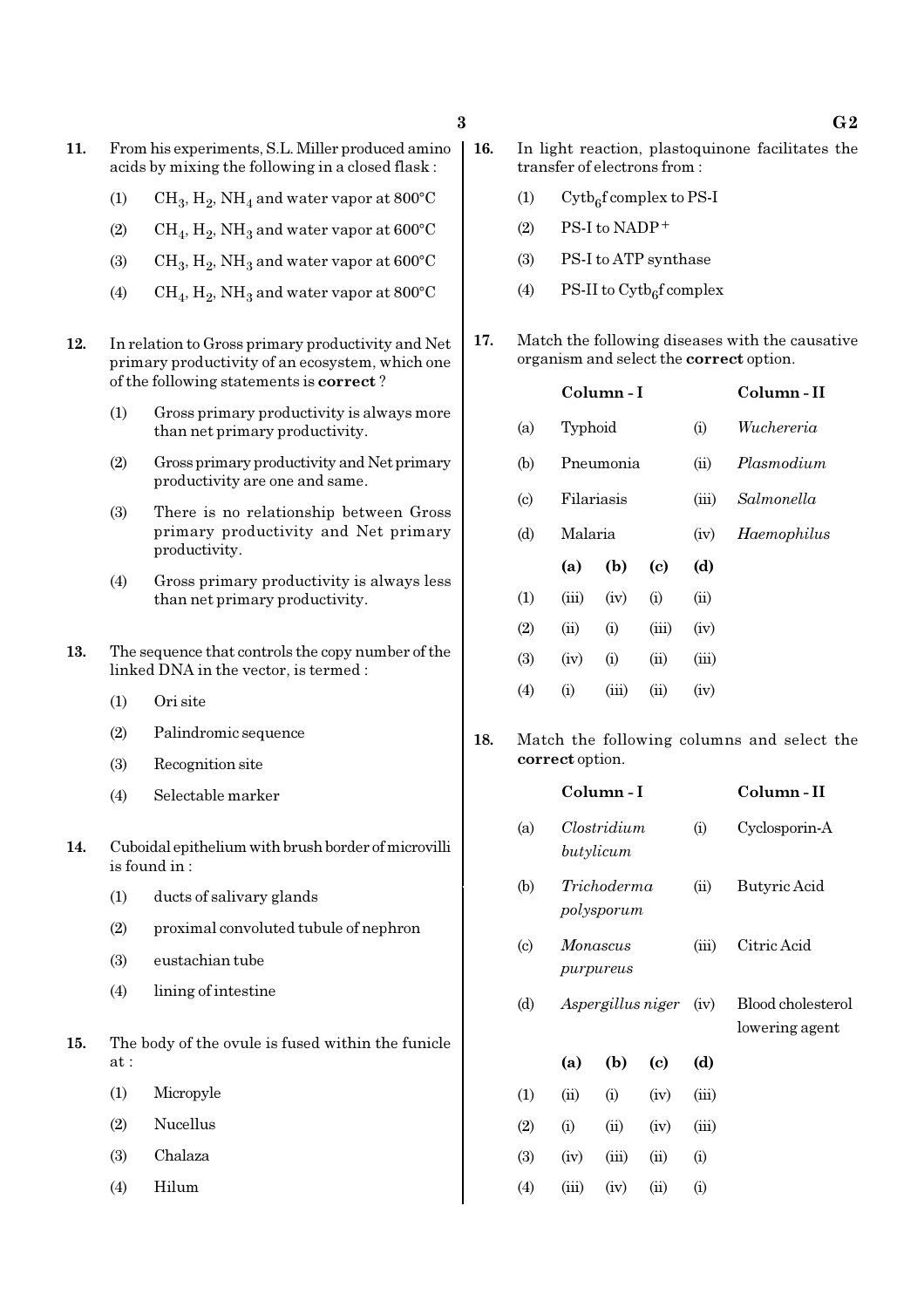**11.** From his experiments, S.L. Miller produced amino acids by mixing the following in a closed flask :

(1) $CH_3$, $H_2$, $NH_4$ and water vapor at 800°C

(2) $CH_4$, $H_2$, $NH_3$ and water vapor at 600°C

(3) $CH_3$, $H_2$, $NH_3$ and water vapor at 600°C

(4) $CH_4$, $H_2$, $NH_3$ and water vapor at 800°C

**12.** In relation to Gross primary productivity and Net primary productivity of an ecosystem, which one of the following statements is **correct** ?

(1) Gross primary productivity is always more than net primary productivity.

(2) Gross primary productivity and Net primary productivity are one and same.

(3) There is no relationship between Gross primary productivity and Net primary productivity.

(4) Gross primary productivity is always less than net primary productivity.

**13.** The sequence that controls the copy number of the linked DNA in the vector, is termed :

(1) Ori site

(2) Palindromic sequence

(3) Recognition site

(4) Selectable marker

**14.** Cuboidal epithelium with brush border of microvilli is found in :

(1) ducts of salivary glands

(2) proximal convoluted tubule of nephron

(3) eustachian tube

(4) lining of intestine

**15.** The body of the ovule is fused within the funicle at :

(1) Micropyle

(2) Nucellus

(3) Chalaza

(4) Hilum

**16.** In light reaction, plastoquinone facilitates the transfer of electrons from :

(1) $Cytb_6f$ complex to PS-I

(2) PS-I to $NADP^+$

(3) PS-I to ATP synthase

(4) PS-II to $Cytb_6f$ complex

**17.** Match the following diseases with the causative organism and select the **correct** option.

| | Column - I | | Column - II |
|---|---|---|---|
| (a) | Typhoid | (i) | *Wuchereria* |
| (b) | Pneumonia | (ii) | *Plasmodium* |
| (c) | Filariasis | (iii) | *Salmonella* |
| (d) | Malaria | (iv) | *Haemophilus* |

| | (a) | (b) | (c) | (d) |
|---|---|---|---|---|
| (1) | (iii) | (iv) | (i) | (ii) |
| (2) | (ii) | (i) | (iii) | (iv) |
| (3) | (iv) | (i) | (ii) | (iii) |
| (4) | (i) | (iii) | (ii) | (iv) |

**18.** Match the following columns and select the **correct** option.

| | Column - I | | Column - II |
|---|---|---|---|
| (a) | *Clostridium butylicum* | (i) | Cyclosporin-A |
| (b) | *Trichoderma polysporum* | (ii) | Butyric Acid |
| (c) | *Monascus purpureus* | (iii) | Citric Acid |
| (d) | *Aspergillus niger* | (iv) | Blood cholesterol lowering agent |

| | (a) | (b) | (c) | (d) |
|---|---|---|---|---|
| (1) | (ii) | (i) | (iv) | (iii) |
| (2) | (i) | (ii) | (iv) | (iii) |
| (3) | (iv) | (iii) | (ii) | (i) |
| (4) | (iii) | (iv) | (ii) | (i) |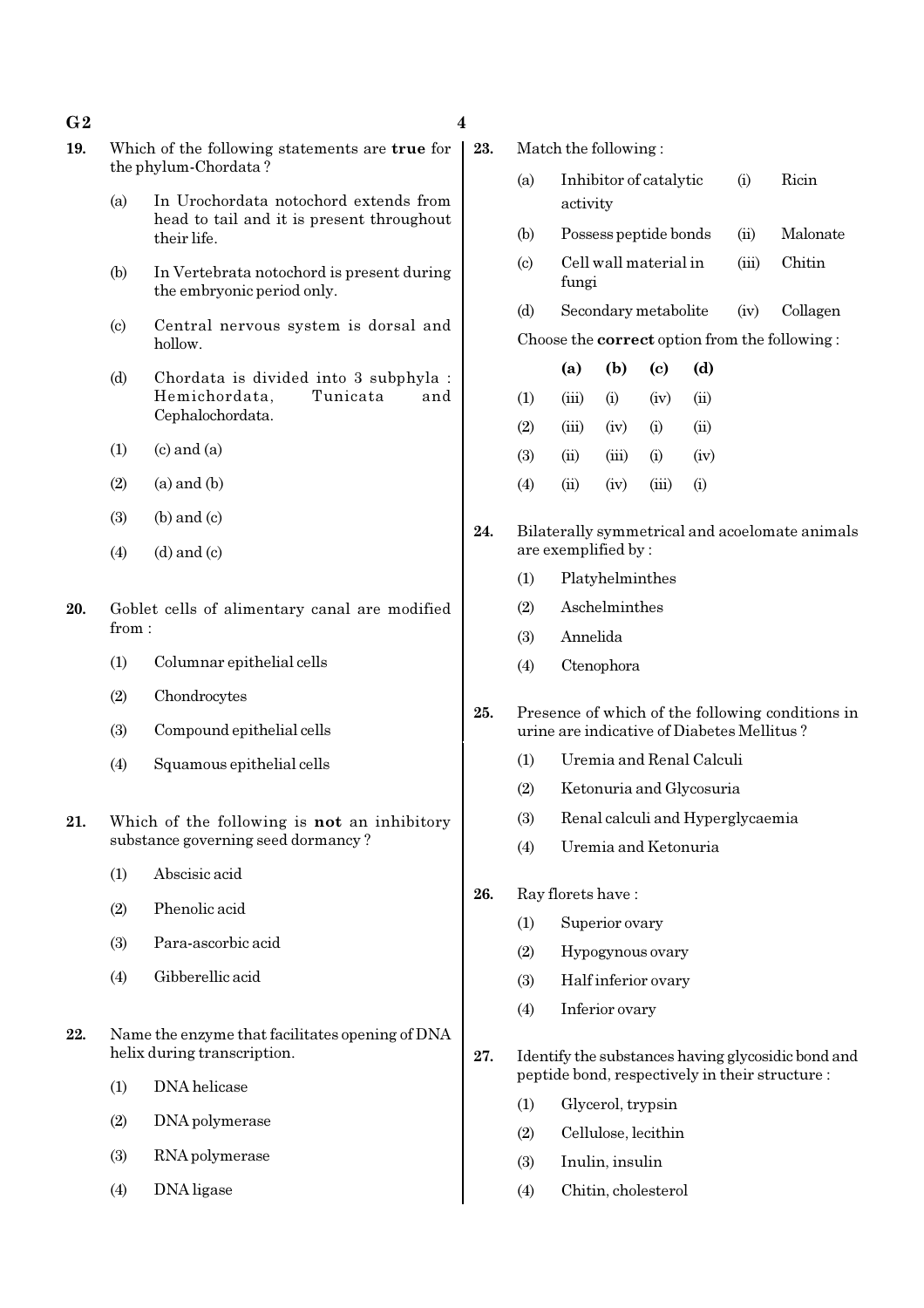**19.** Which of the following statements are **true** for the phylum-Chordata ?

(a) In Urochordata notochord extends from head to tail and it is present throughout their life.

(b) In Vertebrata notochord is present during the embryonic period only.

(c) Central nervous system is dorsal and hollow.

(d) Chordata is divided into 3 subphyla : Hemichordata, Tunicata and Cephalochordata.

(1) (c) and (a)

(2) (a) and (b)

(3) (b) and (c)

(4) (d) and (c)

**20.** Goblet cells of alimentary canal are modified from :

(1) Columnar epithelial cells

(2) Chondrocytes

(3) Compound epithelial cells

(4) Squamous epithelial cells

**21.** Which of the following is **not** an inhibitory substance governing seed dormancy ?

(1) Abscisic acid

(2) Phenolic acid

(3) Para-ascorbic acid

(4) Gibberellic acid

**22.** Name the enzyme that facilitates opening of DNA helix during transcription.

(1) DNA helicase

(2) DNA polymerase

(3) RNA polymerase

(4) DNA ligase

**23.** Match the following :

| | | | |
|---|---|---|---|
| (a) | Inhibitor of catalytic activity | (i) | Ricin |
| (b) | Possess peptide bonds | (ii) | Malonate |
| (c) | Cell wall material in fungi | (iii) | Chitin |
| (d) | Secondary metabolite | (iv) | Collagen |

Choose the **correct** option from the following :

| | **(a)** | **(b)** | **(c)** | **(d)** |
|---|---|---|---|---|
| (1) | (iii) | (i) | (iv) | (ii) |
| (2) | (iii) | (iv) | (i) | (ii) |
| (3) | (ii) | (iii) | (i) | (iv) |
| (4) | (ii) | (iv) | (iii) | (i) |

**24.** Bilaterally symmetrical and acoelomate animals are exemplified by :

(1) Platyhelminthes

(2) Aschelminthes

(3) Annelida

(4) Ctenophora

**25.** Presence of which of the following conditions in urine are indicative of Diabetes Mellitus ?

(1) Uremia and Renal Calculi

(2) Ketonuria and Glycosuria

(3) Renal calculi and Hyperglycaemia

(4) Uremia and Ketonuria

**26.** Ray florets have :

(1) Superior ovary

(2) Hypogynous ovary

(3) Half inferior ovary

(4) Inferior ovary

**27.** Identify the substances having glycosidic bond and peptide bond, respectively in their structure :

(1) Glycerol, trypsin

(2) Cellulose, lecithin

(3) Inulin, insulin

(4) Chitin, cholesterol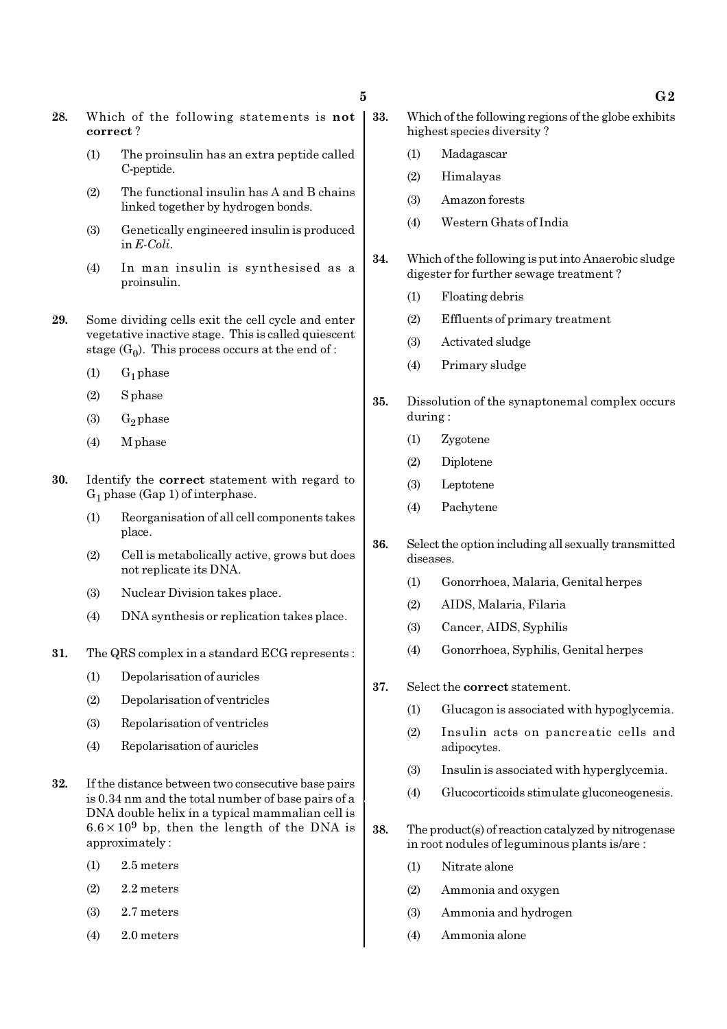**28.** Which of the following statements is **not correct** ?

(1) The proinsulin has an extra peptide called C-peptide.

(2) The functional insulin has A and B chains linked together by hydrogen bonds.

(3) Genetically engineered insulin is produced in *E-Coli*.

(4) In man insulin is synthesised as a proinsulin.

**29.** Some dividing cells exit the cell cycle and enter vegetative inactive stage. This is called quiescent stage ($G_0$). This process occurs at the end of :

(1) $G_1$ phase

(2) S phase

(3) $G_2$ phase

(4) M phase

**30.** Identify the **correct** statement with regard to $G_1$ phase (Gap 1) of interphase.

(1) Reorganisation of all cell components takes place.

(2) Cell is metabolically active, grows but does not replicate its DNA.

(3) Nuclear Division takes place.

(4) DNA synthesis or replication takes place.

**31.** The QRS complex in a standard ECG represents :

(1) Depolarisation of auricles

(2) Depolarisation of ventricles

(3) Repolarisation of ventricles

(4) Repolarisation of auricles

**32.** If the distance between two consecutive base pairs is 0.34 nm and the total number of base pairs of a DNA double helix in a typical mammalian cell is $6.6 \times 10^9$ bp, then the length of the DNA is approximately :

(1) 2.5 meters

(2) 2.2 meters

(3) 2.7 meters

(4) 2.0 meters

**33.** Which of the following regions of the globe exhibits highest species diversity ?

(1) Madagascar

(2) Himalayas

(3) Amazon forests

(4) Western Ghats of India

**34.** Which of the following is put into Anaerobic sludge digester for further sewage treatment ?

(1) Floating debris

(2) Effluents of primary treatment

(3) Activated sludge

(4) Primary sludge

**35.** Dissolution of the synaptonemal complex occurs during :

(1) Zygotene

(2) Diplotene

(3) Leptotene

(4) Pachytene

**36.** Select the option including all sexually transmitted diseases.

(1) Gonorrhoea, Malaria, Genital herpes

(2) AIDS, Malaria, Filaria

(3) Cancer, AIDS, Syphilis

(4) Gonorrhoea, Syphilis, Genital herpes

**37.** Select the **correct** statement.

(1) Glucagon is associated with hypoglycemia.

(2) Insulin acts on pancreatic cells and adipocytes.

(3) Insulin is associated with hyperglycemia.

(4) Glucocorticoids stimulate gluconeogenesis.

**38.** The product(s) of reaction catalyzed by nitrogenase in root nodules of leguminous plants is/are :

(1) Nitrate alone

(2) Ammonia and oxygen

(3) Ammonia and hydrogen

(4) Ammonia alone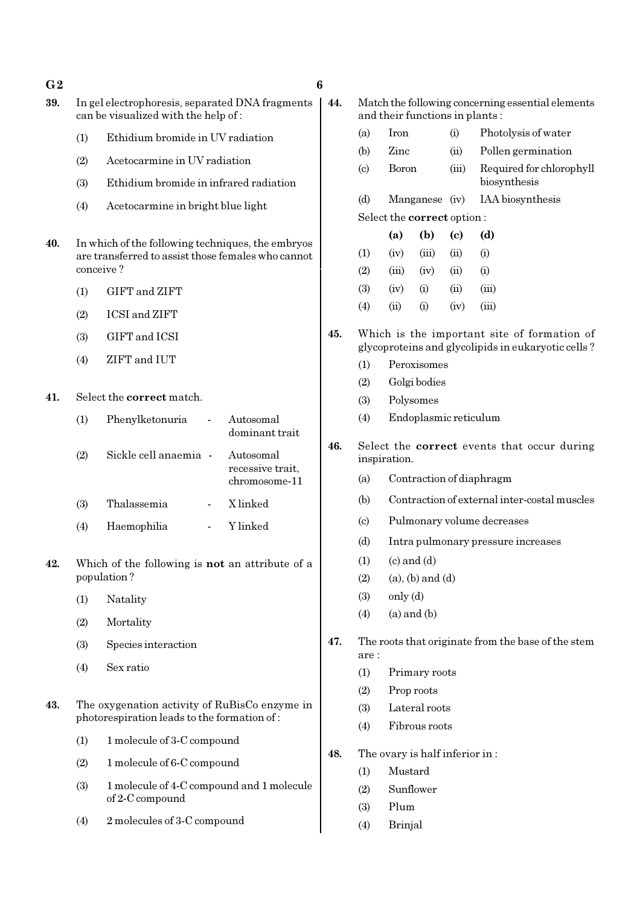**39.** In gel electrophoresis, separated DNA fragments can be visualized with the help of :

(1) Ethidium bromide in UV radiation

(2) Acetocarmine in UV radiation

(3) Ethidium bromide in infrared radiation

(4) Acetocarmine in bright blue light

**40.** In which of the following techniques, the embryos are transferred to assist those females who cannot conceive ?

(1) GIFT and ZIFT

(2) ICSI and ZIFT

(3) GIFT and ICSI

(4) ZIFT and IUT

**41.** Select the **correct** match.

(1) Phenylketonuria - Autosomal dominant trait

(2) Sickle cell anaemia - Autosomal recessive trait, chromosome-11

(3) Thalassemia - X linked

(4) Haemophilia - Y linked

**42.** Which of the following is **not** an attribute of a population ?

(1) Natality

(2) Mortality

(3) Species interaction

(4) Sex ratio

**43.** The oxygenation activity of RuBisCo enzyme in photorespiration leads to the formation of :

(1) 1 molecule of 3-C compound

(2) 1 molecule of 6-C compound

(3) 1 molecule of 4-C compound and 1 molecule of 2-C compound

(4) 2 molecules of 3-C compound

**44.** Match the following concerning essential elements and their functions in plants :

| | | | |
|---|---|---|---|
| (a) | Iron | (i) | Photolysis of water |
| (b) | Zinc | (ii) | Pollen germination |
| (c) | Boron | (iii) | Required for chlorophyll biosynthesis |
| (d) | Manganese | (iv) | IAA biosynthesis |

Select the **correct** option :

| | (a) | (b) | (c) | (d) |
|---|---|---|---|---|
| (1) | (iv) | (iii) | (ii) | (i) |
| (2) | (iii) | (iv) | (ii) | (i) |
| (3) | (iv) | (i) | (ii) | (iii) |
| (4) | (ii) | (i) | (iv) | (iii) |

**45.** Which is the important site of formation of glycoproteins and glycolipids in eukaryotic cells ?

(1) Peroxisomes

(2) Golgi bodies

(3) Polysomes

(4) Endoplasmic reticulum

**46.** Select the **correct** events that occur during inspiration.

(a) Contraction of diaphragm

(b) Contraction of external inter-costal muscles

(c) Pulmonary volume decreases

(d) Intra pulmonary pressure increases

(1) (c) and (d)

(2) (a), (b) and (d)

(3) only (d)

(4) (a) and (b)

**47.** The roots that originate from the base of the stem are :

(1) Primary roots

(2) Prop roots

(3) Lateral roots

(4) Fibrous roots

**48.** The ovary is half inferior in :

(1) Mustard

(2) Sunflower

(3) Plum

(4) Brinjal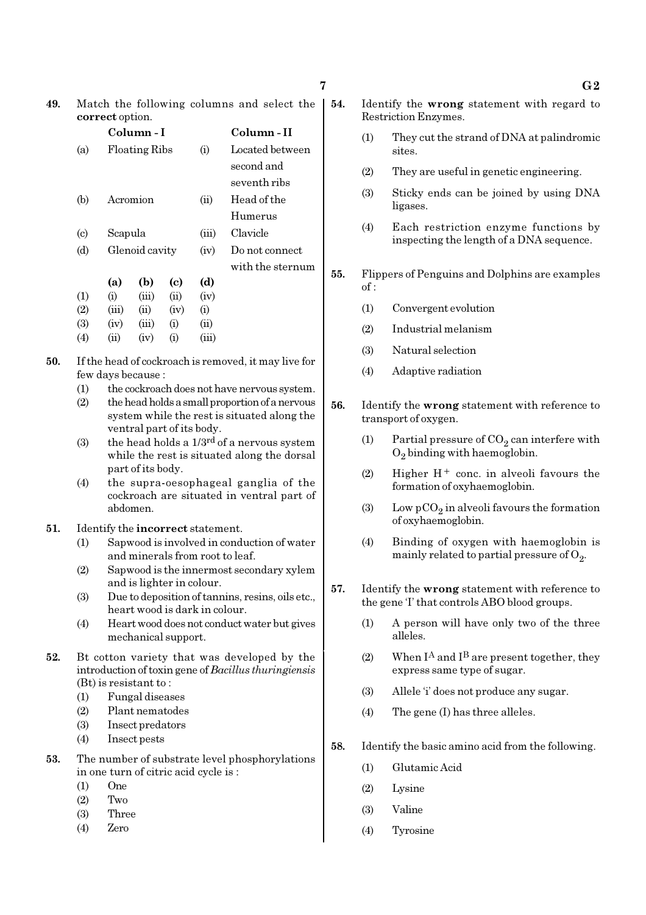49. Match the following columns and select the **correct** option.

| | Column - I | | Column - II |
|---|---|---|---|
| (a) | Floating Ribs | (i) | Located between second and seventh ribs |
| (b) | Acromion | (ii) | Head of the Humerus |
| (c) | Scapula | (iii) | Clavicle |
| (d) | Glenoid cavity | (iv) | Do not connect with the sternum |

| | (a) | (b) | (c) | (d) |
|---|---|---|---|---|
| (1) | (i) | (iii) | (ii) | (iv) |
| (2) | (iii) | (ii) | (iv) | (i) |
| (3) | (iv) | (iii) | (i) | (ii) |
| (4) | (ii) | (iv) | (i) | (iii) |

50. If the head of cockroach is removed, it may live for few days because :

(1) the cockroach does not have nervous system.
(2) the head holds a small proportion of a nervous system while the rest is situated along the ventral part of its body.
(3) the head holds a 1/3rd of a nervous system while the rest is situated along the dorsal part of its body.
(4) the supra-oesophageal ganglia of the cockroach are situated in ventral part of abdomen.

51. Identify the **incorrect** statement.

(1) Sapwood is involved in conduction of water and minerals from root to leaf.
(2) Sapwood is the innermost secondary xylem and is lighter in colour.
(3) Due to deposition of tannins, resins, oils etc., heart wood is dark in colour.
(4) Heart wood does not conduct water but gives mechanical support.

52. Bt cotton variety that was developed by the introduction of toxin gene of *Bacillus thuringiensis* (Bt) is resistant to :

(1) Fungal diseases
(2) Plant nematodes
(3) Insect predators
(4) Insect pests

53. The number of substrate level phosphorylations in one turn of citric acid cycle is :

(1) One
(2) Two
(3) Three
(4) Zero

54. Identify the **wrong** statement with regard to Restriction Enzymes.

(1) They cut the strand of DNA at palindromic sites.
(2) They are useful in genetic engineering.
(3) Sticky ends can be joined by using DNA ligases.
(4) Each restriction enzyme functions by inspecting the length of a DNA sequence.

55. Flippers of Penguins and Dolphins are examples of :

(1) Convergent evolution
(2) Industrial melanism
(3) Natural selection
(4) Adaptive radiation

56. Identify the **wrong** statement with reference to transport of oxygen.

(1) Partial pressure of $CO_2$ can interfere with $O_2$ binding with haemoglobin.
(2) Higher $H^+$ conc. in alveoli favours the formation of oxyhaemoglobin.
(3) Low $pCO_2$ in alveoli favours the formation of oxyhaemoglobin.
(4) Binding of oxygen with haemoglobin is mainly related to partial pressure of $O_2$.

57. Identify the **wrong** statement with reference to the gene 'I' that controls ABO blood groups.

(1) A person will have only two of the three alleles.
(2) When $I^A$ and $I^B$ are present together, they express same type of sugar.
(3) Allele 'i' does not produce any sugar.
(4) The gene (I) has three alleles.

58. Identify the basic amino acid from the following.

(1) Glutamic Acid
(2) Lysine
(3) Valine
(4) Tyrosine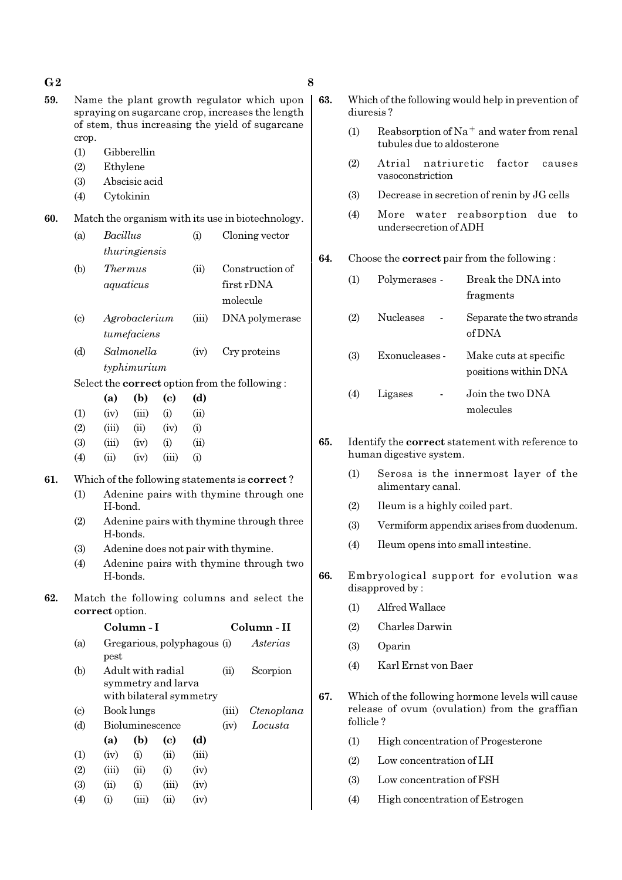**59.** Name the plant growth regulator which upon spraying on sugarcane crop, increases the length of stem, thus increasing the yield of sugarcane crop.

(1) Gibberellin
(2) Ethylene
(3) Abscisic acid
(4) Cytokinin

**60.** Match the organism with its use in biotechnology.

| | | | |
|---|---|---|---|
| (a) | *Bacillus thuringiensis* | (i) | Cloning vector |
| (b) | *Thermus aquaticus* | (ii) | Construction of first rDNA molecule |
| (c) | *Agrobacterium tumefaciens* | (iii) | DNA polymerase |
| (d) | *Salmonella typhimurium* | (iv) | Cry proteins |

Select the **correct** option from the following :

| | (a) | (b) | (c) | (d) |
|---|---|---|---|---|
| (1) | (iv) | (iii) | (i) | (ii) |
| (2) | (iii) | (ii) | (iv) | (i) |
| (3) | (iii) | (iv) | (i) | (ii) |
| (4) | (ii) | (iv) | (iii) | (i) |

**61.** Which of the following statements is **correct** ?

(1) Adenine pairs with thymine through one H-bond.
(2) Adenine pairs with thymine through three H-bonds.
(3) Adenine does not pair with thymine.
(4) Adenine pairs with thymine through two H-bonds.

**62.** Match the following columns and select the **correct** option.

| | Column - I | | Column - II |
|---|---|---|---|
| (a) | Gregarious, polyphagous pest | (i) | *Asterias* |
| (b) | Adult with radial symmetry and larva with bilateral symmetry | (ii) | Scorpion |
| (c) | Book lungs | (iii) | *Ctenoplana* |
| (d) | Bioluminescence | (iv) | *Locusta* |

| | (a) | (b) | (c) | (d) |
|---|---|---|---|---|
| (1) | (iv) | (i) | (ii) | (iii) |
| (2) | (iii) | (ii) | (i) | (iv) |
| (3) | (ii) | (i) | (iii) | (iv) |
| (4) | (i) | (iii) | (ii) | (iv) |

**63.** Which of the following would help in prevention of diuresis ?

(1) Reabsorption of $Na^+$ and water from renal tubules due to aldosterone
(2) Atrial natriuretic factor causes vasoconstriction
(3) Decrease in secretion of renin by JG cells
(4) More water reabsorption due to undersecretion of ADH

**64.** Choose the **correct** pair from the following :

(1) Polymerases - Break the DNA into fragments
(2) Nucleases - Separate the two strands of DNA
(3) Exonucleases - Make cuts at specific positions within DNA
(4) Ligases - Join the two DNA molecules

**65.** Identify the **correct** statement with reference to human digestive system.

(1) Serosa is the innermost layer of the alimentary canal.
(2) Ileum is a highly coiled part.
(3) Vermiform appendix arises from duodenum.
(4) Ileum opens into small intestine.

**66.** Embryological support for evolution was disapproved by :

(1) Alfred Wallace
(2) Charles Darwin
(3) Oparin
(4) Karl Ernst von Baer

**67.** Which of the following hormone levels will cause release of ovum (ovulation) from the graffian follicle ?

(1) High concentration of Progesterone
(2) Low concentration of LH
(3) Low concentration of FSH
(4) High concentration of Estrogen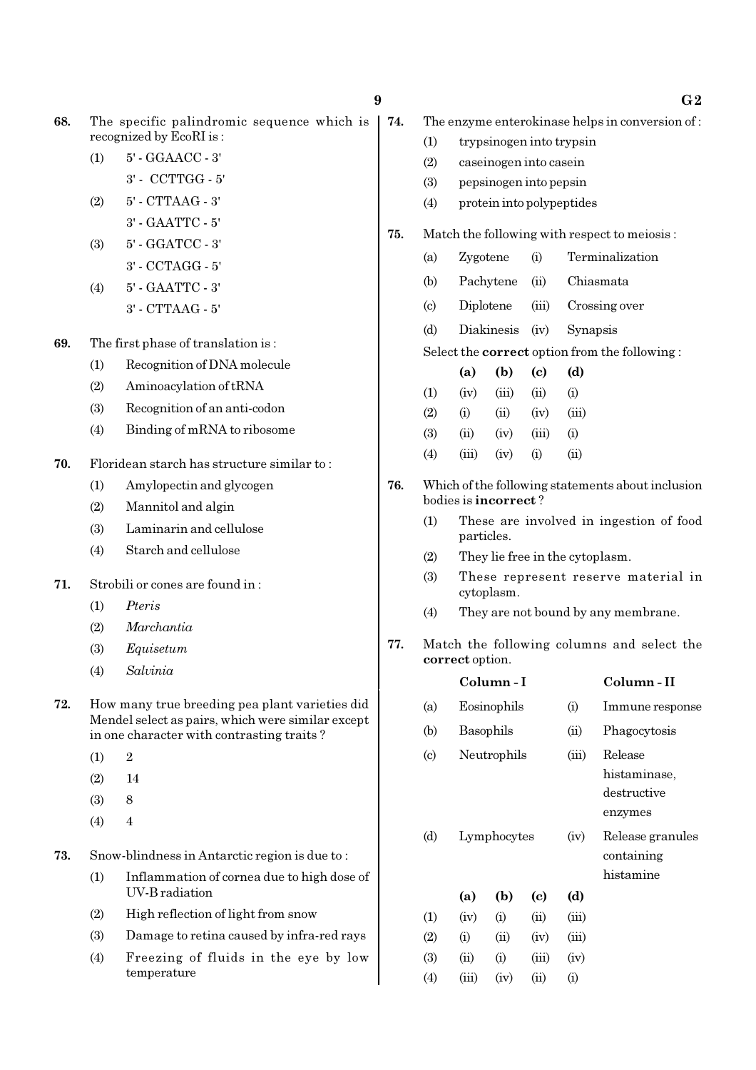**68.** The specific palindromic sequence which is recognized by EcoRI is :

(1) 5' - GGAACC - 3'
    3' - CCTTGG - 5'

(2) 5' - CTTAAG - 3'
    3' - GAATTC - 5'

(3) 5' - GGATCC - 3'
    3' - CCTAGG - 5'

(4) 5' - GAATTC - 3'
    3' - CTTAAG - 5'

**69.** The first phase of translation is :

(1) Recognition of DNA molecule
(2) Aminoacylation of tRNA
(3) Recognition of an anti-codon
(4) Binding of mRNA to ribosome

**70.** Floridean starch has structure similar to :

(1) Amylopectin and glycogen
(2) Mannitol and algin
(3) Laminarin and cellulose
(4) Starch and cellulose

**71.** Strobili or cones are found in :

(1) *Pteris*
(2) *Marchantia*
(3) *Equisetum*
(4) *Salvinia*

**72.** How many true breeding pea plant varieties did Mendel select as pairs, which were similar except in one character with contrasting traits ?

(1) 2
(2) 14
(3) 8
(4) 4

**73.** Snow-blindness in Antarctic region is due to :

(1) Inflammation of cornea due to high dose of UV-B radiation
(2) High reflection of light from snow
(3) Damage to retina caused by infra-red rays
(4) Freezing of fluids in the eye by low temperature

**74.** The enzyme enterokinase helps in conversion of :

(1) trypsinogen into trypsin
(2) caseinogen into casein
(3) pepsinogen into pepsin
(4) protein into polypeptides

**75.** Match the following with respect to meiosis :

| | | | |
|---|---|---|---|
| (a) | Zygotene | (i) | Terminalization |
| (b) | Pachytene | (ii) | Chiasmata |
| (c) | Diplotene | (iii) | Crossing over |
| (d) | Diakinesis | (iv) | Synapsis |

Select the **correct** option from the following :

| | (a) | (b) | (c) | (d) |
|---|---|---|---|---|
| (1) | (iv) | (iii) | (ii) | (i) |
| (2) | (i) | (ii) | (iv) | (iii) |
| (3) | (ii) | (iv) | (iii) | (i) |
| (4) | (iii) | (iv) | (i) | (ii) |

**76.** Which of the following statements about inclusion bodies is **incorrect** ?

(1) These are involved in ingestion of food particles.
(2) They lie free in the cytoplasm.
(3) These represent reserve material in cytoplasm.
(4) They are not bound by any membrane.

**77.** Match the following columns and select the **correct** option.

| | Column - I | | Column - II |
|---|---|---|---|
| (a) | Eosinophils | (i) | Immune response |
| (b) | Basophils | (ii) | Phagocytosis |
| (c) | Neutrophils | (iii) | Release histaminase, destructive enzymes |
| (d) | Lymphocytes | (iv) | Release granules containing histamine |

| | (a) | (b) | (c) | (d) |
|---|---|---|---|---|
| (1) | (iv) | (i) | (ii) | (iii) |
| (2) | (i) | (ii) | (iv) | (iii) |
| (3) | (ii) | (i) | (iii) | (iv) |
| (4) | (iii) | (iv) | (ii) | (i) |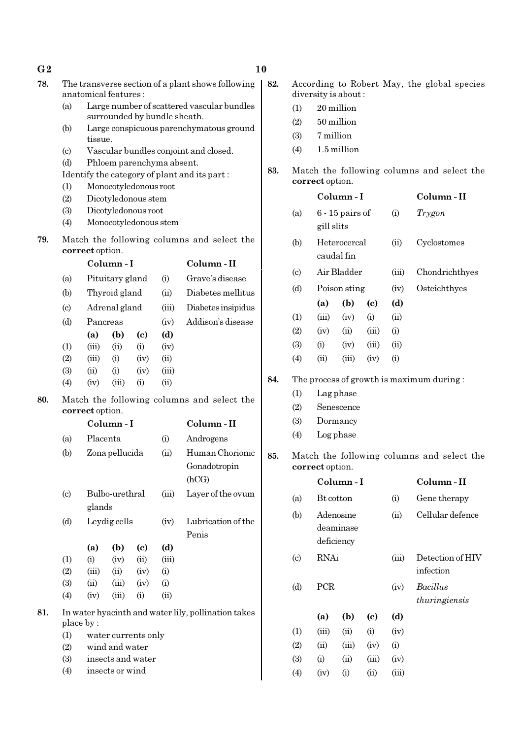78. The transverse section of a plant shows following anatomical features :

(a) Large number of scattered vascular bundles surrounded by bundle sheath.
(b) Large conspicuous parenchymatous ground tissue.
(c) Vascular bundles conjoint and closed.
(d) Phloem parenchyma absent.

Identify the category of plant and its part :

(1) Monocotyledonous root
(2) Dicotyledonous stem
(3) Dicotyledonous root
(4) Monocotyledonous stem

79. Match the following columns and select the **correct** option.

| | Column - I | | Column - II |
|---|---|---|---|
| (a) | Pituitary gland | (i) | Grave's disease |
| (b) | Thyroid gland | (ii) | Diabetes mellitus |
| (c) | Adrenal gland | (iii) | Diabetes insipidus |
| (d) | Pancreas | (iv) | Addison's disease |

| | (a) | (b) | (c) | (d) |
|---|---|---|---|---|
| (1) | (iii) | (ii) | (i) | (iv) |
| (2) | (iii) | (i) | (iv) | (ii) |
| (3) | (ii) | (i) | (iv) | (iii) |
| (4) | (iv) | (iii) | (i) | (ii) |

80. Match the following columns and select the **correct** option.

| | Column - I | | Column - II |
|---|---|---|---|
| (a) | Placenta | (i) | Androgens |
| (b) | Zona pellucida | (ii) | Human Chorionic Gonadotropin (hCG) |
| (c) | Bulbo-urethral glands | (iii) | Layer of the ovum |
| (d) | Leydig cells | (iv) | Lubrication of the Penis |

| | (a) | (b) | (c) | (d) |
|---|---|---|---|---|
| (1) | (i) | (iv) | (ii) | (iii) |
| (2) | (iii) | (ii) | (iv) | (i) |
| (3) | (ii) | (iii) | (iv) | (i) |
| (4) | (iv) | (iii) | (i) | (ii) |

81. In water hyacinth and water lily, pollination takes place by :

(1) water currents only
(2) wind and water
(3) insects and water
(4) insects or wind

82. According to Robert May, the global species diversity is about :

(1) 20 million
(2) 50 million
(3) 7 million
(4) 1.5 million

83. Match the following columns and select the **correct** option.

| | Column - I | | Column - II |
|---|---|---|---|
| (a) | 6 - 15 pairs of gill slits | (i) | *Trygon* |
| (b) | Heterocercal caudal fin | (ii) | Cyclostomes |
| (c) | Air Bladder | (iii) | Chondrichthyes |
| (d) | Poison sting | (iv) | Osteichthyes |

| | (a) | (b) | (c) | (d) |
|---|---|---|---|---|
| (1) | (iii) | (iv) | (i) | (ii) |
| (2) | (iv) | (ii) | (iii) | (i) |
| (3) | (i) | (iv) | (iii) | (ii) |
| (4) | (ii) | (iii) | (iv) | (i) |

84. The process of growth is maximum during :

(1) Lag phase
(2) Senescence
(3) Dormancy
(4) Log phase

85. Match the following columns and select the **correct** option.

| | Column - I | | Column - II |
|---|---|---|---|
| (a) | Bt cotton | (i) | Gene therapy |
| (b) | Adenosine deaminase deficiency | (ii) | Cellular defence |
| (c) | RNAi | (iii) | Detection of HIV infection |
| (d) | PCR | (iv) | *Bacillus thuringiensis* |

| | (a) | (b) | (c) | (d) |
|---|---|---|---|---|
| (1) | (iii) | (ii) | (i) | (iv) |
| (2) | (ii) | (iii) | (iv) | (i) |
| (3) | (i) | (ii) | (iii) | (iv) |
| (4) | (iv) | (i) | (ii) | (iii) |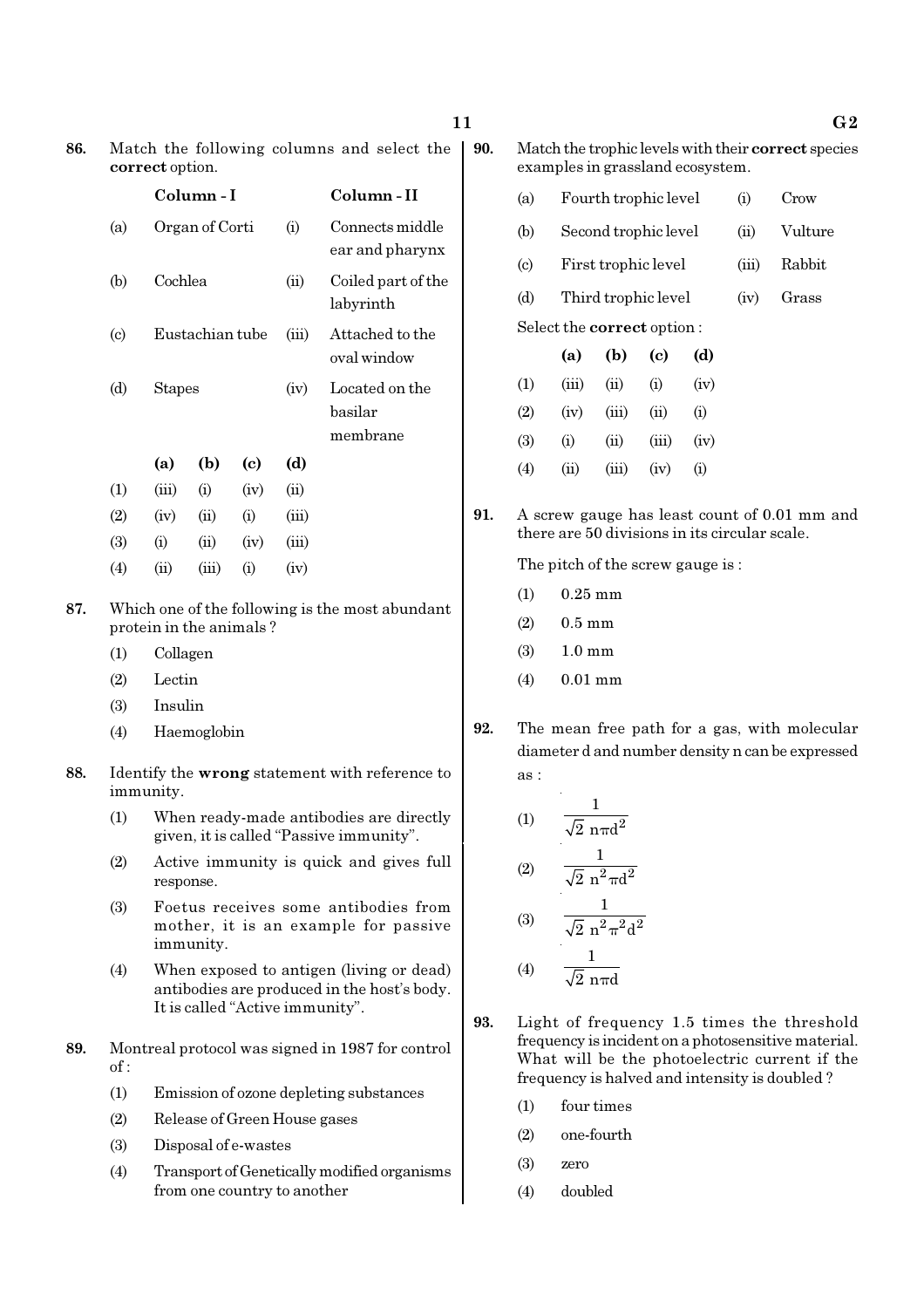**86.** Match the following columns and select the **correct** option.

| | Column - I | | Column - II |
|---|---|---|---|
| (a) | Organ of Corti | (i) | Connects middle ear and pharynx |
| (b) | Cochlea | (ii) | Coiled part of the labyrinth |
| (c) | Eustachian tube | (iii) | Attached to the oval window |
| (d) | Stapes | (iv) | Located on the basilar membrane |

| | (a) | (b) | (c) | (d) |
|---|---|---|---|---|
| (1) | (iii) | (i) | (iv) | (ii) |
| (2) | (iv) | (ii) | (i) | (iii) |
| (3) | (i) | (ii) | (iv) | (iii) |
| (4) | (ii) | (iii) | (i) | (iv) |

**87.** Which one of the following is the most abundant protein in the animals ?

(1) Collagen

(2) Lectin

(3) Insulin

(4) Haemoglobin

**88.** Identify the **wrong** statement with reference to immunity.

(1) When ready-made antibodies are directly given, it is called "Passive immunity".

(2) Active immunity is quick and gives full response.

(3) Foetus receives some antibodies from mother, it is an example for passive immunity.

(4) When exposed to antigen (living or dead) antibodies are produced in the host's body. It is called "Active immunity".

**89.** Montreal protocol was signed in 1987 for control of :

(1) Emission of ozone depleting substances

(2) Release of Green House gases

(3) Disposal of e-wastes

(4) Transport of Genetically modified organisms from one country to another

**90.** Match the trophic levels with their **correct** species examples in grassland ecosystem.

| | | | |
|---|---|---|---|
| (a) | Fourth trophic level | (i) | Crow |
| (b) | Second trophic level | (ii) | Vulture |
| (c) | First trophic level | (iii) | Rabbit |
| (d) | Third trophic level | (iv) | Grass |

Select the **correct** option :

| | (a) | (b) | (c) | (d) |
|---|---|---|---|---|
| (1) | (iii) | (ii) | (i) | (iv) |
| (2) | (iv) | (iii) | (ii) | (i) |
| (3) | (i) | (ii) | (iii) | (iv) |
| (4) | (ii) | (iii) | (iv) | (i) |

**91.** A screw gauge has least count of 0.01 mm and there are 50 divisions in its circular scale.

The pitch of the screw gauge is :

(1) 0.25 mm

(2) 0.5 mm

(3) 1.0 mm

(4) 0.01 mm

**92.** The mean free path for a gas, with molecular diameter d and number density n can be expressed as :

(1) $\frac{1}{\sqrt{2}\, n\pi d^2}$

(2) $\frac{1}{\sqrt{2}\, n^2\pi d^2}$

(3) $\frac{1}{\sqrt{2}\, n^2\pi^2 d^2}$

(4) $\frac{1}{\sqrt{2}\, n\pi d}$

**93.** Light of frequency 1.5 times the threshold frequency is incident on a photosensitive material. What will be the photoelectric current if the frequency is halved and intensity is doubled ?

(1) four times

(2) one-fourth

(3) zero

(4) doubled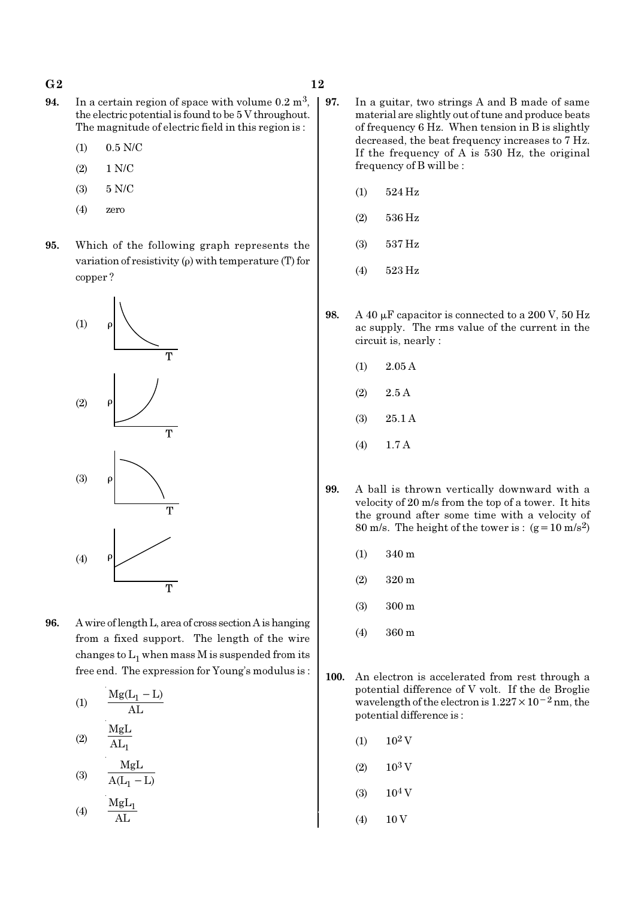**94.** In a certain region of space with volume $0.2\ m^3$, the electric potential is found to be 5 V throughout. The magnitude of electric field in this region is :

(1) 0.5 N/C

(2) 1 N/C

(3) 5 N/C

(4) zero

**95.** Which of the following graph represents the variation of resistivity ($\rho$) with temperature (T) for copper ?

(1)

(2)

(3)

(4)

**96.** A wire of length L, area of cross section A is hanging from a fixed support. The length of the wire changes to $L_1$ when mass M is suspended from its free end. The expression for Young's modulus is :

(1) $\dfrac{Mg(L_1 - L)}{AL}$

(2) $\dfrac{MgL}{AL_1}$

(3) $\dfrac{MgL}{A(L_1 - L)}$

(4) $\dfrac{MgL_1}{AL}$

**97.** In a guitar, two strings A and B made of same material are slightly out of tune and produce beats of frequency 6 Hz. When tension in B is slightly decreased, the beat frequency increases to 7 Hz. If the frequency of A is 530 Hz, the original frequency of B will be :

(1) 524 Hz

(2) 536 Hz

(3) 537 Hz

(4) 523 Hz

**98.** A 40 $\mu$F capacitor is connected to a 200 V, 50 Hz ac supply. The rms value of the current in the circuit is, nearly :

(1) 2.05 A

(2) 2.5 A

(3) 25.1 A

(4) 1.7 A

**99.** A ball is thrown vertically downward with a velocity of 20 m/s from the top of a tower. It hits the ground after some time with a velocity of 80 m/s. The height of the tower is : ($g = 10\ m/s^2$)

(1) 340 m

(2) 320 m

(3) 300 m

(4) 360 m

**100.** An electron is accelerated from rest through a potential difference of V volt. If the de Broglie wavelength of the electron is $1.227 \times 10^{-2}$ nm, the potential difference is :

(1) $10^2$ V

(2) $10^3$ V

(3) $10^4$ V

(4) 10 V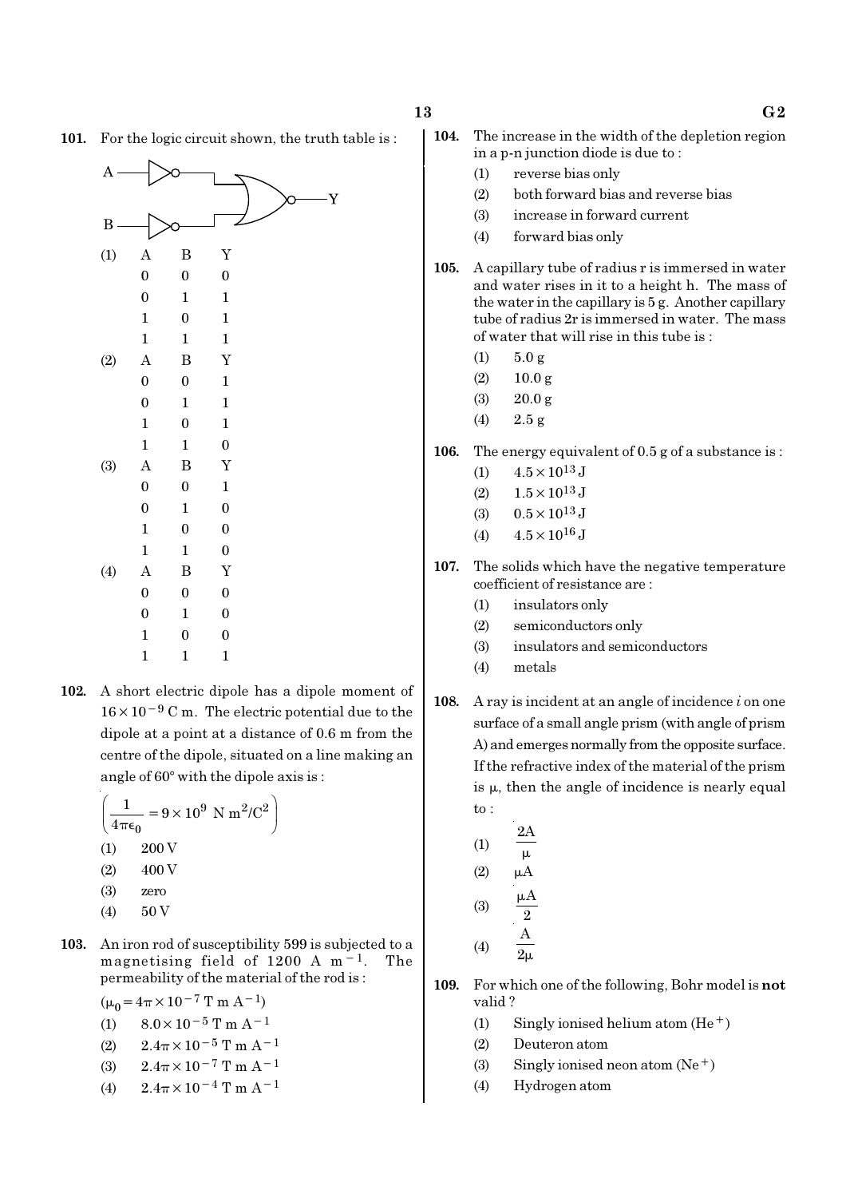**101.** For the logic circuit shown, the truth table is :

(1)

| A | B | Y |
|---|---|---|
| 0 | 0 | 0 |
| 0 | 1 | 1 |
| 1 | 0 | 1 |
| 1 | 1 | 1 |

(2)

| A | B | Y |
|---|---|---|
| 0 | 0 | 1 |
| 0 | 1 | 1 |
| 1 | 0 | 1 |
| 1 | 1 | 0 |

(3)

| A | B | Y |
|---|---|---|
| 0 | 0 | 1 |
| 0 | 1 | 0 |
| 1 | 0 | 0 |
| 1 | 1 | 0 |

(4)

| A | B | Y |
|---|---|---|
| 0 | 0 | 0 |
| 0 | 1 | 0 |
| 1 | 0 | 0 |
| 1 | 1 | 1 |

**102.** A short electric dipole has a dipole moment of $16 \times 10^{-9}$ C m. The electric potential due to the dipole at a point at a distance of 0.6 m from the centre of the dipole, situated on a line making an angle of 60° with the dipole axis is :

$\left(\frac{1}{4\pi\epsilon_0} = 9 \times 10^9 \text{ N m}^2/\text{C}^2\right)$

(1) 200 V
(2) 400 V
(3) zero
(4) 50 V

**103.** An iron rod of susceptibility 599 is subjected to a magnetising field of 1200 A $m^{-1}$. The permeability of the material of the rod is :

$(\mu_0 = 4\pi \times 10^{-7} \text{ T m A}^{-1})$

(1) $8.0 \times 10^{-5}$ T m $A^{-1}$
(2) $2.4\pi \times 10^{-5}$ T m $A^{-1}$
(3) $2.4\pi \times 10^{-7}$ T m $A^{-1}$
(4) $2.4\pi \times 10^{-4}$ T m $A^{-1}$

**104.** The increase in the width of the depletion region in a p-n junction diode is due to :

(1) reverse bias only
(2) both forward bias and reverse bias
(3) increase in forward current
(4) forward bias only

**105.** A capillary tube of radius r is immersed in water and water rises in it to a height h. The mass of the water in the capillary is 5 g. Another capillary tube of radius 2r is immersed in water. The mass of water that will rise in this tube is :

(1) 5.0 g
(2) 10.0 g
(3) 20.0 g
(4) 2.5 g

**106.** The energy equivalent of 0.5 g of a substance is :

(1) $4.5 \times 10^{13}$ J
(2) $1.5 \times 10^{13}$ J
(3) $0.5 \times 10^{13}$ J
(4) $4.5 \times 10^{16}$ J

**107.** The solids which have the negative temperature coefficient of resistance are :

(1) insulators only
(2) semiconductors only
(3) insulators and semiconductors
(4) metals

**108.** A ray is incident at an angle of incidence *i* on one surface of a small angle prism (with angle of prism A) and emerges normally from the opposite surface. If the refractive index of the material of the prism is $\mu$, then the angle of incidence is nearly equal to :

(1) $\frac{2A}{\mu}$
(2) $\mu A$
(3) $\frac{\mu A}{2}$
(4) $\frac{A}{2\mu}$

**109.** For which one of the following, Bohr model is **not** valid ?

(1) Singly ionised helium atom ($He^+$)
(2) Deuteron atom
(3) Singly ionised neon atom ($Ne^+$)
(4) Hydrogen atom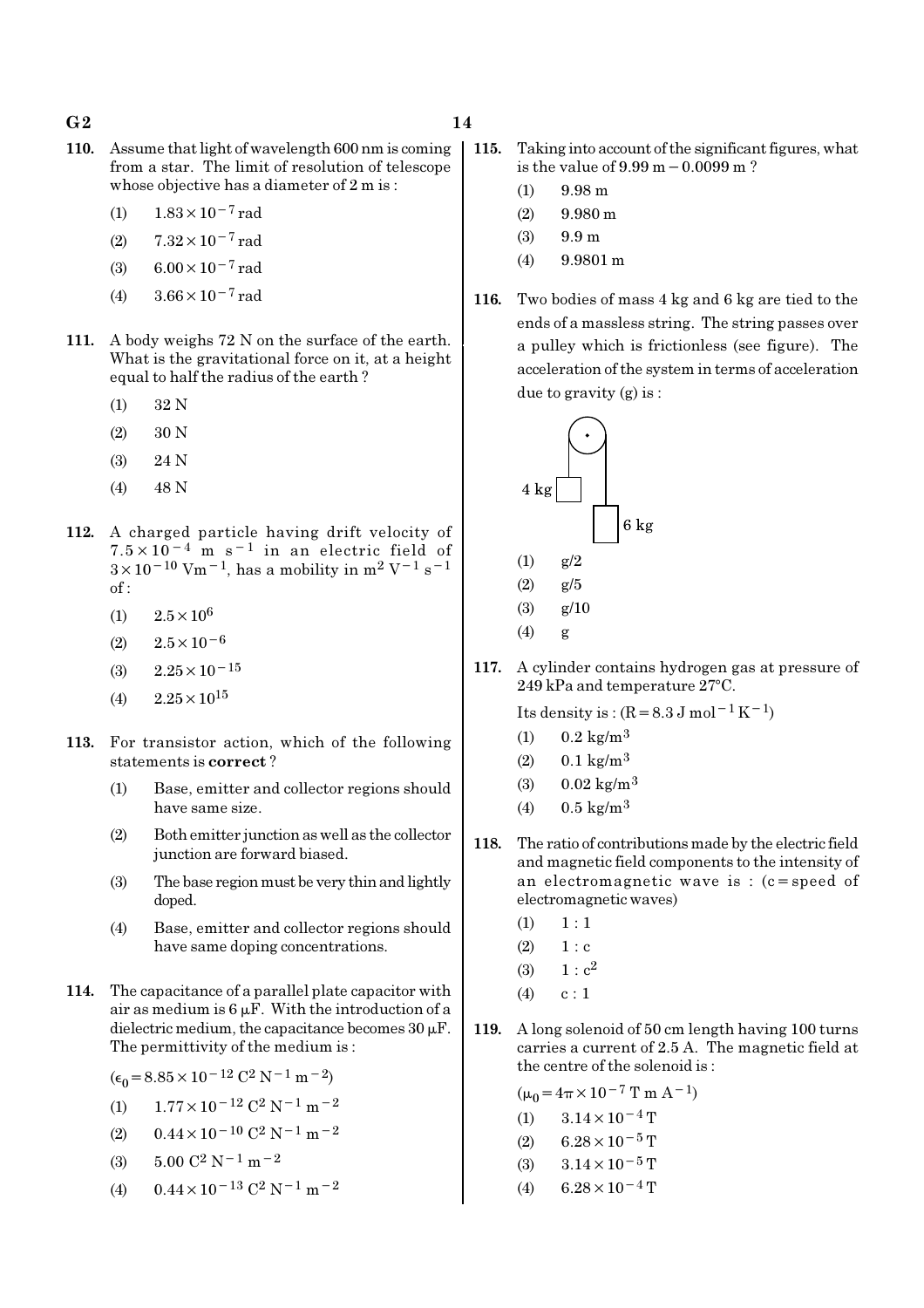110. Assume that light of wavelength 600 nm is coming from a star. The limit of resolution of telescope whose objective has a diameter of 2 m is :

(1) $1.83 \times 10^{-7}$ rad

(2) $7.32 \times 10^{-7}$ rad

(3) $6.00 \times 10^{-7}$ rad

(4) $3.66 \times 10^{-7}$ rad

111. A body weighs 72 N on the surface of the earth. What is the gravitational force on it, at a height equal to half the radius of the earth ?

(1) 32 N

(2) 30 N

(3) 24 N

(4) 48 N

112. A charged particle having drift velocity of $7.5 \times 10^{-4}$ m s$^{-1}$ in an electric field of $3 \times 10^{-10}$ Vm$^{-1}$, has a mobility in m$^2$ V$^{-1}$ s$^{-1}$ of :

(1) $2.5 \times 10^{6}$

(2) $2.5 \times 10^{-6}$

(3) $2.25 \times 10^{-15}$

(4) $2.25 \times 10^{15}$

113. For transistor action, which of the following statements is **correct** ?

(1) Base, emitter and collector regions should have same size.

(2) Both emitter junction as well as the collector junction are forward biased.

(3) The base region must be very thin and lightly doped.

(4) Base, emitter and collector regions should have same doping concentrations.

114. The capacitance of a parallel plate capacitor with air as medium is 6 $\mu$F. With the introduction of a dielectric medium, the capacitance becomes 30 $\mu$F. The permittivity of the medium is :

($\epsilon_0 = 8.85 \times 10^{-12}$ C$^2$ N$^{-1}$ m$^{-2}$)

(1) $1.77 \times 10^{-12}$ C$^2$ N$^{-1}$ m$^{-2}$

(2) $0.44 \times 10^{-10}$ C$^2$ N$^{-1}$ m$^{-2}$

(3) 5.00 C$^2$ N$^{-1}$ m$^{-2}$

(4) $0.44 \times 10^{-13}$ C$^2$ N$^{-1}$ m$^{-2}$

115. Taking into account of the significant figures, what is the value of 9.99 m − 0.0099 m ?

(1) 9.98 m

(2) 9.980 m

(3) 9.9 m

(4) 9.9801 m

116. Two bodies of mass 4 kg and 6 kg are tied to the ends of a massless string. The string passes over a pulley which is frictionless (see figure). The acceleration of the system in terms of acceleration due to gravity (g) is :

(1) g/2

(2) g/5

(3) g/10

(4) g

117. A cylinder contains hydrogen gas at pressure of 249 kPa and temperature 27°C.

Its density is : (R = 8.3 J mol$^{-1}$ K$^{-1}$)

(1) 0.2 kg/m$^3$

(2) 0.1 kg/m$^3$

(3) 0.02 kg/m$^3$

(4) 0.5 kg/m$^3$

118. The ratio of contributions made by the electric field and magnetic field components to the intensity of an electromagnetic wave is : (c = speed of electromagnetic waves)

(1) 1 : 1

(2) 1 : c

(3) 1 : c$^2$

(4) c : 1

119. A long solenoid of 50 cm length having 100 turns carries a current of 2.5 A. The magnetic field at the centre of the solenoid is :

($\mu_0 = 4\pi \times 10^{-7}$ T m A$^{-1}$)

(1) $3.14 \times 10^{-4}$ T

(2) $6.28 \times 10^{-5}$ T

(3) $3.14 \times 10^{-5}$ T

(4) $6.28 \times 10^{-4}$ T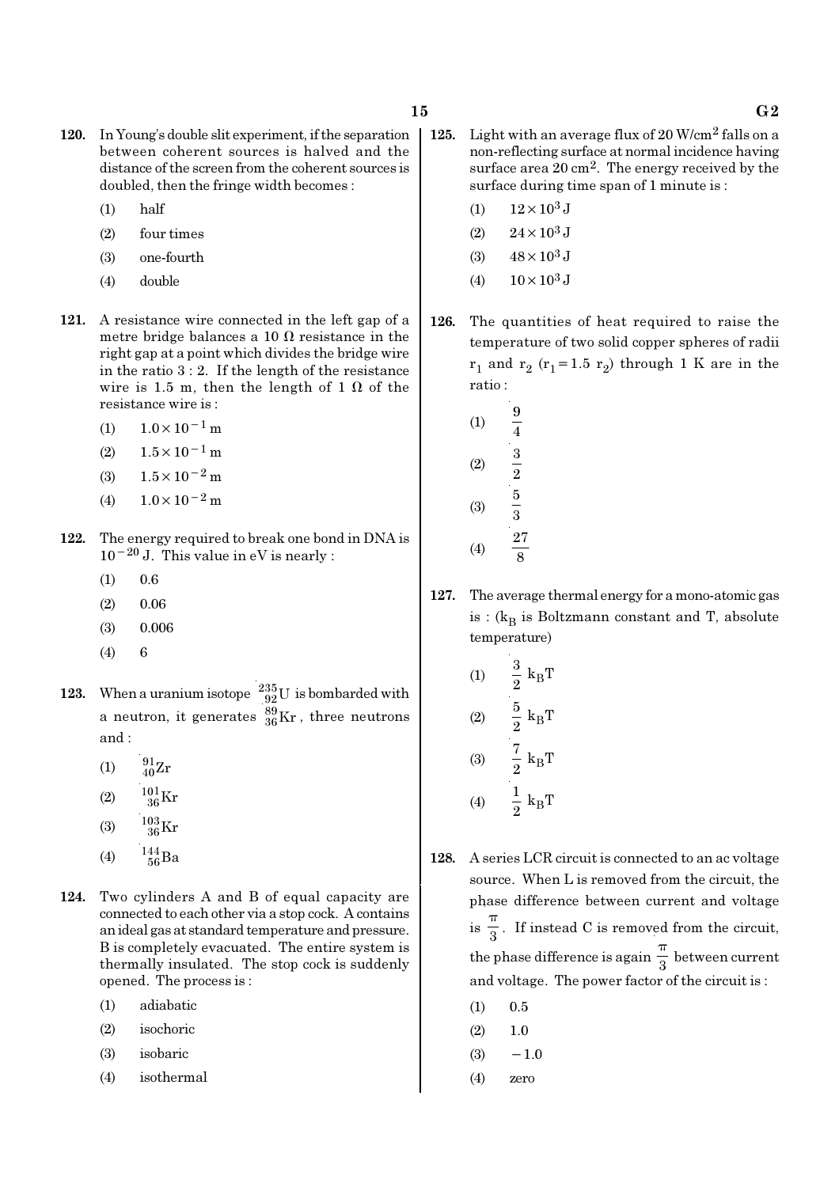**120.** In Young's double slit experiment, if the separation between coherent sources is halved and the distance of the screen from the coherent sources is doubled, then the fringe width becomes :

(1) half

(2) four times

(3) one-fourth

(4) double

**121.** A resistance wire connected in the left gap of a metre bridge balances a 10 $\Omega$ resistance in the right gap at a point which divides the bridge wire in the ratio 3 : 2. If the length of the resistance wire is 1.5 m, then the length of 1 $\Omega$ of the resistance wire is :

(1) $1.0 \times 10^{-1}$ m

(2) $1.5 \times 10^{-1}$ m

(3) $1.5 \times 10^{-2}$ m

(4) $1.0 \times 10^{-2}$ m

**122.** The energy required to break one bond in DNA is $10^{-20}$ J. This value in eV is nearly :

(1) 0.6

(2) 0.06

(3) 0.006

(4) 6

**123.** When a uranium isotope ${}^{235}_{92}U$ is bombarded with a neutron, it generates ${}^{89}_{36}Kr$, three neutrons and :

(1) ${}^{91}_{40}Zr$

(2) ${}^{101}_{36}Kr$

(3) ${}^{103}_{36}Kr$

(4) ${}^{144}_{56}Ba$

**124.** Two cylinders A and B of equal capacity are connected to each other via a stop cock. A contains an ideal gas at standard temperature and pressure. B is completely evacuated. The entire system is thermally insulated. The stop cock is suddenly opened. The process is :

(1) adiabatic

(2) isochoric

(3) isobaric

(4) isothermal

**125.** Light with an average flux of 20 W/cm$^2$ falls on a non-reflecting surface at normal incidence having surface area 20 cm$^2$. The energy received by the surface during time span of 1 minute is :

(1) $12 \times 10^3$ J

(2) $24 \times 10^3$ J

(3) $48 \times 10^3$ J

(4) $10 \times 10^3$ J

**126.** The quantities of heat required to raise the temperature of two solid copper spheres of radii $r_1$ and $r_2$ ($r_1 = 1.5\ r_2$) through 1 K are in the ratio :

(1) $\frac{9}{4}$

(2) $\frac{3}{2}$

(3) $\frac{5}{3}$

(4) $\frac{27}{8}$

**127.** The average thermal energy for a mono-atomic gas is : ($k_B$ is Boltzmann constant and T, absolute temperature)

(1) $\frac{3}{2}\ k_B T$

(2) $\frac{5}{2}\ k_B T$

(3) $\frac{7}{2}\ k_B T$

(4) $\frac{1}{2}\ k_B T$

**128.** A series LCR circuit is connected to an ac voltage source. When L is removed from the circuit, the phase difference between current and voltage is $\frac{\pi}{3}$. If instead C is removed from the circuit, the phase difference is again $\frac{\pi}{3}$ between current and voltage. The power factor of the circuit is :

(1) 0.5

(2) 1.0

(3) $-1.0$

(4) zero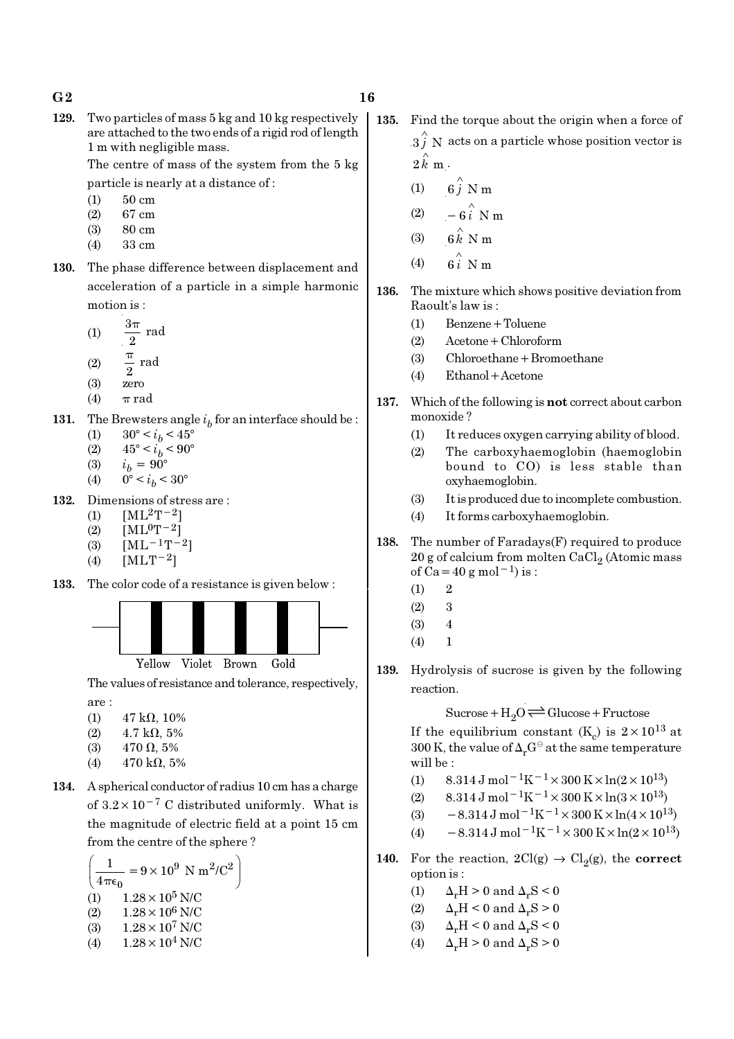**129.** Two particles of mass 5 kg and 10 kg respectively are attached to the two ends of a rigid rod of length 1 m with negligible mass.

The centre of mass of the system from the 5 kg particle is nearly at a distance of :

(1) 50 cm
(2) 67 cm
(3) 80 cm
(4) 33 cm

**130.** The phase difference between displacement and acceleration of a particle in a simple harmonic motion is :

(1) $\frac{3\pi}{2}$ rad
(2) $\frac{\pi}{2}$ rad
(3) zero
(4) $\pi$ rad

**131.** The Brewsters angle $i_b$ for an interface should be :

(1) $30° < i_b < 45°$
(2) $45° < i_b < 90°$
(3) $i_b = 90°$
(4) $0° < i_b < 30°$

**132.** Dimensions of stress are :

(1) $[ML^2T^{-2}]$
(2) $[ML^0T^{-2}]$
(3) $[ML^{-1}T^{-2}]$
(4) $[MLT^{-2}]$

**133.** The color code of a resistance is given below :

Yellow Violet Brown Gold

The values of resistance and tolerance, respectively, are :

(1) 47 k$\Omega$, 10%
(2) 4.7 k$\Omega$, 5%
(3) 470 $\Omega$, 5%
(4) 470 k$\Omega$, 5%

**134.** A spherical conductor of radius 10 cm has a charge of $3.2 \times 10^{-7}$ C distributed uniformly. What is the magnitude of electric field at a point 15 cm from the centre of the sphere ?

$\left(\frac{1}{4\pi\epsilon_0} = 9 \times 10^9 \text{ N m}^2/\text{C}^2\right)$

(1) $1.28 \times 10^5$ N/C
(2) $1.28 \times 10^6$ N/C
(3) $1.28 \times 10^7$ N/C
(4) $1.28 \times 10^4$ N/C

**135.** Find the torque about the origin when a force of $3\hat{j}$ N acts on a particle whose position vector is $2\hat{k}$ m.

(1) $6\hat{j}$ N m
(2) $-6\hat{i}$ N m
(3) $6\hat{k}$ N m
(4) $6\hat{i}$ N m

**136.** The mixture which shows positive deviation from Raoult's law is :

(1) Benzene + Toluene
(2) Acetone + Chloroform
(3) Chloroethane + Bromoethane
(4) Ethanol + Acetone

**137.** Which of the following is **not** correct about carbon monoxide ?

(1) It reduces oxygen carrying ability of blood.
(2) The carboxyhaemoglobin (haemoglobin bound to CO) is less stable than oxyhaemoglobin.
(3) It is produced due to incomplete combustion.
(4) It forms carboxyhaemoglobin.

**138.** The number of Faradays(F) required to produce 20 g of calcium from molten $CaCl_2$ (Atomic mass of Ca = 40 g mol$^{-1}$) is :

(1) 2
(2) 3
(3) 4
(4) 1

**139.** Hydrolysis of sucrose is given by the following reaction.

$$\text{Sucrose} + H_2O \rightleftharpoons \text{Glucose} + \text{Fructose}$$

If the equilibrium constant ($K_c$) is $2 \times 10^{13}$ at 300 K, the value of $\Delta_r G^\ominus$ at the same temperature will be :

(1) $8.314 \text{ J mol}^{-1}\text{K}^{-1} \times 300 \text{ K} \times \ln(2 \times 10^{13})$
(2) $8.314 \text{ J mol}^{-1}\text{K}^{-1} \times 300 \text{ K} \times \ln(3 \times 10^{13})$
(3) $-8.314 \text{ J mol}^{-1}\text{K}^{-1} \times 300 \text{ K} \times \ln(4 \times 10^{13})$
(4) $-8.314 \text{ J mol}^{-1}\text{K}^{-1} \times 300 \text{ K} \times \ln(2 \times 10^{13})$

**140.** For the reaction, $2Cl(g) \rightarrow Cl_2(g)$, the **correct** option is :

(1) $\Delta_r H > 0$ and $\Delta_r S < 0$
(2) $\Delta_r H < 0$ and $\Delta_r S > 0$
(3) $\Delta_r H < 0$ and $\Delta_r S < 0$
(4) $\Delta_r H > 0$ and $\Delta_r S > 0$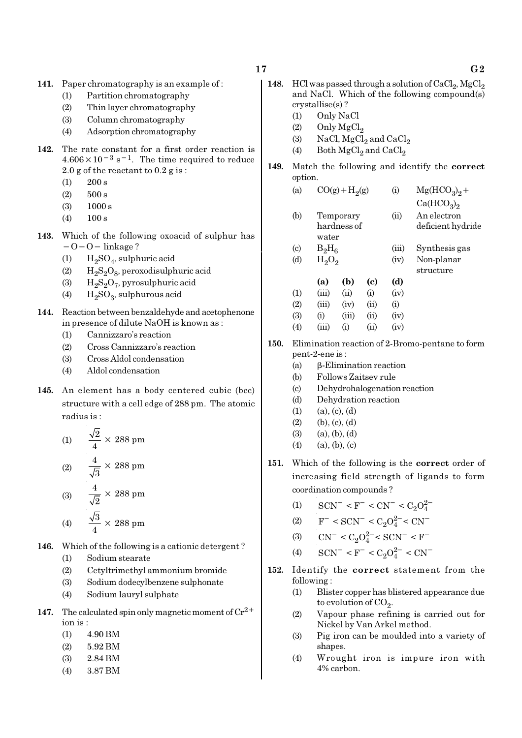**141.** Paper chromatography is an example of :

(1) Partition chromatography
(2) Thin layer chromatography
(3) Column chromatography
(4) Adsorption chromatography

**142.** The rate constant for a first order reaction is $4.606 \times 10^{-3}\ s^{-1}$. The time required to reduce 2.0 g of the reactant to 0.2 g is :

(1) 200 s
(2) 500 s
(3) 1000 s
(4) 100 s

**143.** Which of the following oxoacid of sulphur has $-O-O-$ linkage ?

(1) $H_2SO_4$, sulphuric acid
(2) $H_2S_2O_8$, peroxodisulphuric acid
(3) $H_2S_2O_7$, pyrosulphuric acid
(4) $H_2SO_3$, sulphurous acid

**144.** Reaction between benzaldehyde and acetophenone in presence of dilute NaOH is known as :

(1) Cannizzaro's reaction
(2) Cross Cannizzaro's reaction
(3) Cross Aldol condensation
(4) Aldol condensation

**145.** An element has a body centered cubic (bcc) structure with a cell edge of 288 pm. The atomic radius is :

(1) $\frac{\sqrt{2}}{4} \times 288$ pm
(2) $\frac{4}{\sqrt{3}} \times 288$ pm
(3) $\frac{4}{\sqrt{2}} \times 288$ pm
(4) $\frac{\sqrt{3}}{4} \times 288$ pm

**146.** Which of the following is a cationic detergent ?

(1) Sodium stearate
(2) Cetyltrimethyl ammonium bromide
(3) Sodium dodecylbenzene sulphonate
(4) Sodium lauryl sulphate

**147.** The calculated spin only magnetic moment of $Cr^{2+}$ ion is :

(1) 4.90 BM
(2) 5.92 BM
(3) 2.84 BM
(4) 3.87 BM

**148.** HCl was passed through a solution of $CaCl_2$, $MgCl_2$ and NaCl. Which of the following compound(s) crystallise(s) ?

(1) Only NaCl
(2) Only $MgCl_2$
(3) NaCl, $MgCl_2$ and $CaCl_2$
(4) Both $MgCl_2$ and $CaCl_2$

**149.** Match the following and identify the **correct** option.

| | | | |
|---|---|---|---|
| (a) | $CO(g) + H_2(g)$ | (i) | $Mg(HCO_3)_2 + Ca(HCO_3)_2$ |
| (b) | Temporary hardness of water | (ii) | An electron deficient hydride |
| (c) | $B_2H_6$ | (iii) | Synthesis gas |
| (d) | $H_2O_2$ | (iv) | Non-planar structure |

| | (a) | (b) | (c) | (d) |
|---|---|---|---|---|
| (1) | (iii) | (ii) | (i) | (iv) |
| (2) | (iii) | (iv) | (ii) | (i) |
| (3) | (i) | (iii) | (ii) | (iv) |
| (4) | (iii) | (i) | (ii) | (iv) |

**150.** Elimination reaction of 2-Bromo-pentane to form pent-2-ene is :

(a) β-Elimination reaction
(b) Follows Zaitsev rule
(c) Dehydrohalogenation reaction
(d) Dehydration reaction

(1) (a), (c), (d)
(2) (b), (c), (d)
(3) (a), (b), (d)
(4) (a), (b), (c)

**151.** Which of the following is the **correct** order of increasing field strength of ligands to form coordination compounds ?

(1) $SCN^- < F^- < CN^- < C_2O_4^{2-}$
(2) $F^- < SCN^- < C_2O_4^{2-} < CN^-$
(3) $CN^- < C_2O_4^{2-} < SCN^- < F^-$
(4) $SCN^- < F^- < C_2O_4^{2-} < CN^-$

**152.** Identify the **correct** statement from the following :

(1) Blister copper has blistered appearance due to evolution of $CO_2$.
(2) Vapour phase refining is carried out for Nickel by Van Arkel method.
(3) Pig iron can be moulded into a variety of shapes.
(4) Wrought iron is impure iron with 4% carbon.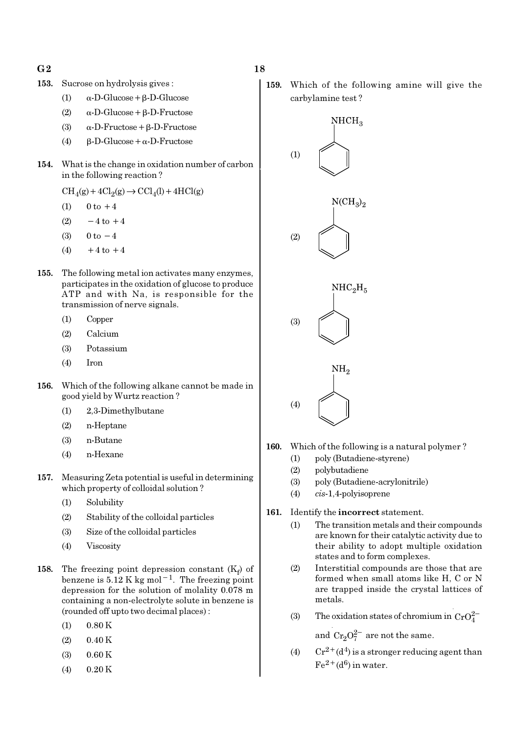153. Sucrose on hydrolysis gives :

(1) α-D-Glucose + β-D-Glucose

(2) α-D-Glucose + β-D-Fructose

(3) α-D-Fructose + β-D-Fructose

(4) β-D-Glucose + α-D-Fructose

154. What is the change in oxidation number of carbon in the following reaction ?

$CH_4(g) + 4Cl_2(g) \rightarrow CCl_4(l) + 4HCl(g)$

(1) 0 to +4

(2) −4 to +4

(3) 0 to −4

(4) +4 to +4

155. The following metal ion activates many enzymes, participates in the oxidation of glucose to produce ATP and with Na, is responsible for the transmission of nerve signals.

(1) Copper

(2) Calcium

(3) Potassium

(4) Iron

156. Which of the following alkane cannot be made in good yield by Wurtz reaction ?

(1) 2,3-Dimethylbutane

(2) n-Heptane

(3) n-Butane

(4) n-Hexane

157. Measuring Zeta potential is useful in determining which property of colloidal solution ?

(1) Solubility

(2) Stability of the colloidal particles

(3) Size of the colloidal particles

(4) Viscosity

158. The freezing point depression constant ($K_f$) of benzene is 5.12 K kg mol$^{-1}$. The freezing point depression for the solution of molality 0.078 m containing a non-electrolyte solute in benzene is (rounded off upto two decimal places) :

(1) 0.80 K

(2) 0.40 K

(3) 0.60 K

(4) 0.20 K

159. Which of the following amine will give the carbylamine test ?

(1) $C_6H_5NHCH_3$

(2) $C_6H_5N(CH_3)_2$

(3) $C_6H_5NHC_2H_5$

(4) $C_6H_5NH_2$

160. Which of the following is a natural polymer ?

(1) poly (Butadiene-styrene)

(2) polybutadiene

(3) poly (Butadiene-acrylonitrile)

(4) *cis*-1,4-polyisoprene

161. Identify the **incorrect** statement.

(1) The transition metals and their compounds are known for their catalytic activity due to their ability to adopt multiple oxidation states and to form complexes.

(2) Interstitial compounds are those that are formed when small atoms like H, C or N are trapped inside the crystal lattices of metals.

(3) The oxidation states of chromium in $CrO_4^{2-}$ and $Cr_2O_7^{2-}$ are not the same.

(4) $Cr^{2+}(d^4)$ is a stronger reducing agent than $Fe^{2+}(d^6)$ in water.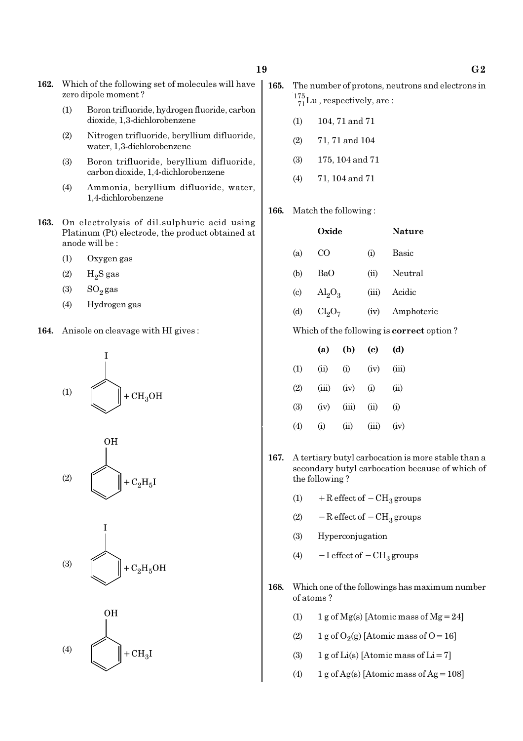162. Which of the following set of molecules will have zero dipole moment ?

(1) Boron trifluoride, hydrogen fluoride, carbon dioxide, 1,3-dichlorobenzene

(2) Nitrogen trifluoride, beryllium difluoride, water, 1,3-dichlorobenzene

(3) Boron trifluoride, beryllium difluoride, carbon dioxide, 1,4-dichlorobenzene

(4) Ammonia, beryllium difluoride, water, 1,4-dichlorobenzene

163. On electrolysis of dil.sulphuric acid using Platinum (Pt) electrode, the product obtained at anode will be :

(1) Oxygen gas

(2) $H_2S$ gas

(3) $SO_2$ gas

(4) Hydrogen gas

164. Anisole on cleavage with HI gives :

(1) Iodobenzene (benzene ring with I) $+ CH_3OH$

(2) Phenol (benzene ring with OH) $+ C_2H_5I$

(3) Iodobenzene (benzene ring with I) $+ C_2H_5OH$

(4) Phenol (benzene ring with OH) $+ CH_3I$

165. The number of protons, neutrons and electrons in $^{175}_{71}Lu$, respectively, are :

(1) 104, 71 and 71

(2) 71, 71 and 104

(3) 175, 104 and 71

(4) 71, 104 and 71

166. Match the following :

| | Oxide | | Nature |
|---|---|---|---|
| (a) | CO | (i) | Basic |
| (b) | BaO | (ii) | Neutral |
| (c) | $Al_2O_3$ | (iii) | Acidic |
| (d) | $Cl_2O_7$ | (iv) | Amphoteric |

Which of the following is **correct** option ?

| | (a) | (b) | (c) | (d) |
|---|---|---|---|---|
| (1) | (ii) | (i) | (iv) | (iii) |
| (2) | (iii) | (iv) | (i) | (ii) |
| (3) | (iv) | (iii) | (ii) | (i) |
| (4) | (i) | (ii) | (iii) | (iv) |

167. A tertiary butyl carbocation is more stable than a secondary butyl carbocation because of which of the following ?

(1) $+R$ effect of $-CH_3$ groups

(2) $-R$ effect of $-CH_3$ groups

(3) Hyperconjugation

(4) $-I$ effect of $-CH_3$ groups

168. Which one of the followings has maximum number of atoms ?

(1) 1 g of Mg(s) [Atomic mass of Mg = 24]

(2) 1 g of $O_2$(g) [Atomic mass of O = 16]

(3) 1 g of Li(s) [Atomic mass of Li = 7]

(4) 1 g of Ag(s) [Atomic mass of Ag = 108]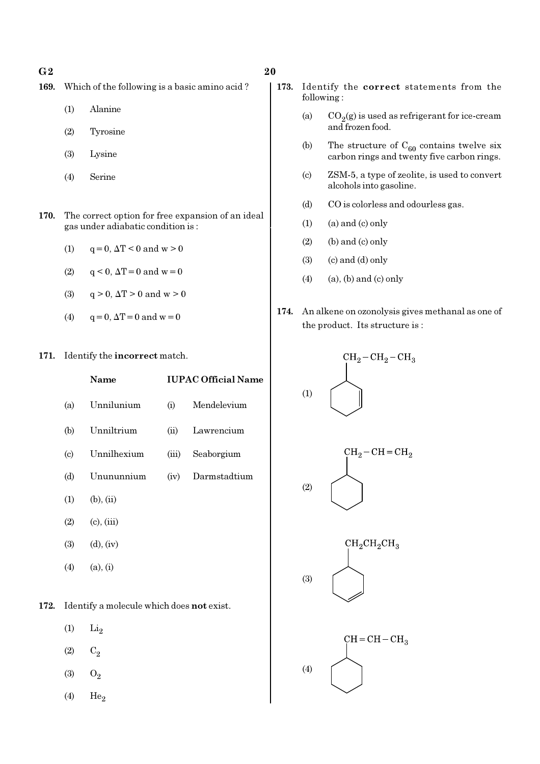**169.** Which of the following is a basic amino acid ?

(1) Alanine

(2) Tyrosine

(3) Lysine

(4) Serine

**170.** The correct option for free expansion of an ideal gas under adiabatic condition is :

(1) $q = 0, \Delta T < 0$ and $w > 0$

(2) $q < 0, \Delta T = 0$ and $w = 0$

(3) $q > 0, \Delta T > 0$ and $w > 0$

(4) $q = 0, \Delta T = 0$ and $w = 0$

**171.** Identify the **incorrect** match.

| | Name | | IUPAC Official Name |
|---|---|---|---|
| (a) | Unnilunium | (i) | Mendelevium |
| (b) | Unniltrium | (ii) | Lawrencium |
| (c) | Unnilhexium | (iii) | Seaborgium |
| (d) | Unununnium | (iv) | Darmstadtium |

(1) (b), (ii)

(2) (c), (iii)

(3) (d), (iv)

(4) (a), (i)

**172.** Identify a molecule which does **not** exist.

(1) $Li_2$

(2) $C_2$

(3) $O_2$

(4) $He_2$

**173.** Identify the **correct** statements from the following :

(a) $CO_2(g)$ is used as refrigerant for ice-cream and frozen food.

(b) The structure of $C_{60}$ contains twelve six carbon rings and twenty five carbon rings.

(c) ZSM-5, a type of zeolite, is used to convert alcohols into gasoline.

(d) CO is colorless and odourless gas.

(1) (a) and (c) only

(2) (b) and (c) only

(3) (c) and (d) only

(4) (a), (b) and (c) only

**174.** An alkene on ozonolysis gives methanal as one of the product. Its structure is :

(1) Cyclohexene ring with $CH_2-CH_2-CH_3$ substituent (double bond in ring adjacent to substituted carbon)

(2) Cyclohexane ring with $CH_2-CH=CH_2$ substituent

(3) Cyclohexene ring with $CH_2CH_2CH_3$ substituent

(4) Cyclohexane ring with $CH=CH-CH_3$ substituent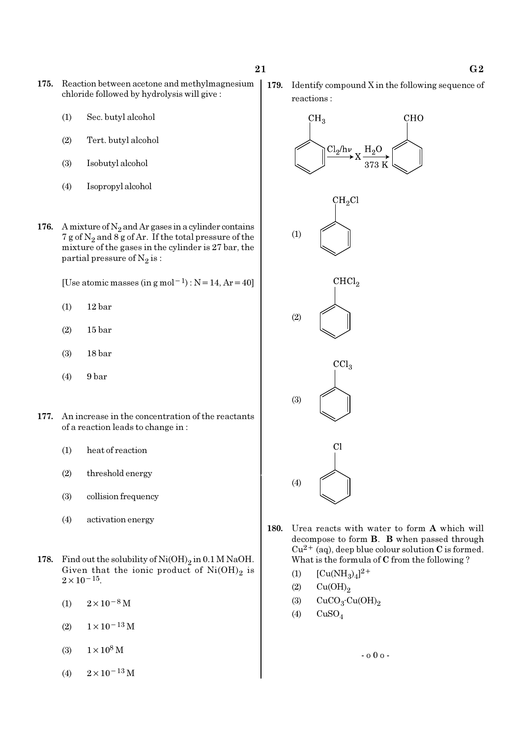**175.** Reaction between acetone and methylmagnesium chloride followed by hydrolysis will give :

(1) Sec. butyl alcohol

(2) Tert. butyl alcohol

(3) Isobutyl alcohol

(4) Isopropyl alcohol

**176.** A mixture of $N_2$ and Ar gases in a cylinder contains 7 g of $N_2$ and 8 g of Ar. If the total pressure of the mixture of the gases in the cylinder is 27 bar, the partial pressure of $N_2$ is :

[Use atomic masses (in g $mol^{-1}$) : N = 14, Ar = 40]

(1) 12 bar

(2) 15 bar

(3) 18 bar

(4) 9 bar

**177.** An increase in the concentration of the reactants of a reaction leads to change in :

(1) heat of reaction

(2) threshold energy

(3) collision frequency

(4) activation energy

**178.** Find out the solubility of $Ni(OH)_2$ in 0.1 M NaOH. Given that the ionic product of $Ni(OH)_2$ is $2 \times 10^{-15}$.

(1) $2 \times 10^{-8}$ M

(2) $1 \times 10^{-13}$ M

(3) $1 \times 10^{8}$ M

(4) $2 \times 10^{-13}$ M

**179.** Identify compound X in the following sequence of reactions :

Toluene ($C_6H_5CH_3$) $\xrightarrow{Cl_2/h\nu}$ X $\xrightarrow[373\ K]{H_2O}$ Benzaldehyde ($C_6H_5CHO$)

(1) $C_6H_5CH_2Cl$

(2) $C_6H_5CHCl_2$

(3) $C_6H_5CCl_3$

(4) $C_6H_5Cl$

**180.** Urea reacts with water to form **A** which will decompose to form **B**. **B** when passed through $Cu^{2+}$ (aq), deep blue colour solution **C** is formed. What is the formula of **C** from the following ?

(1) $[Cu(NH_3)_4]^{2+}$

(2) $Cu(OH)_2$

(3) $CuCO_3 \cdot Cu(OH)_2$

(4) $CuSO_4$

- o 0 o -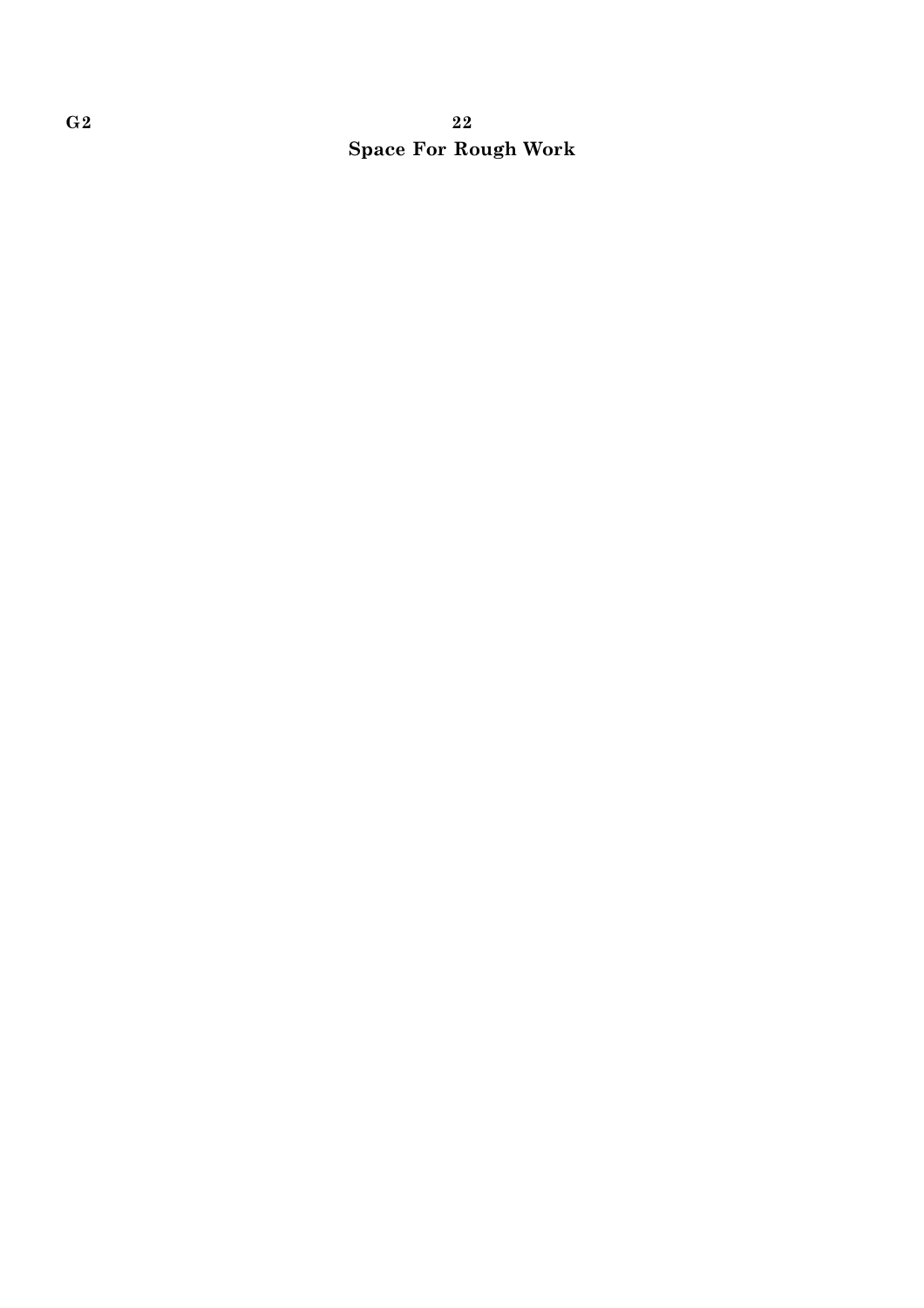**Space For Rough Work**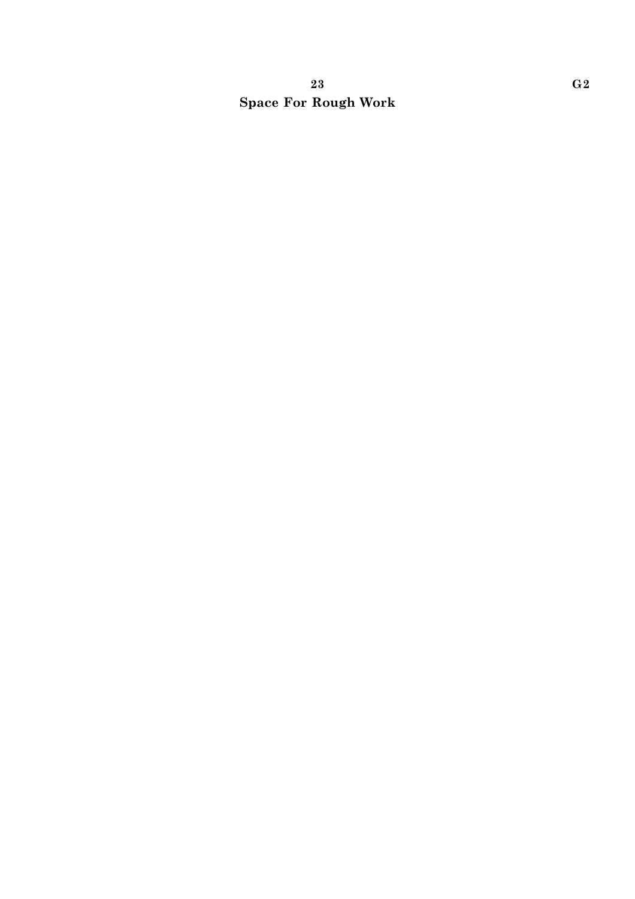**Space For Rough Work**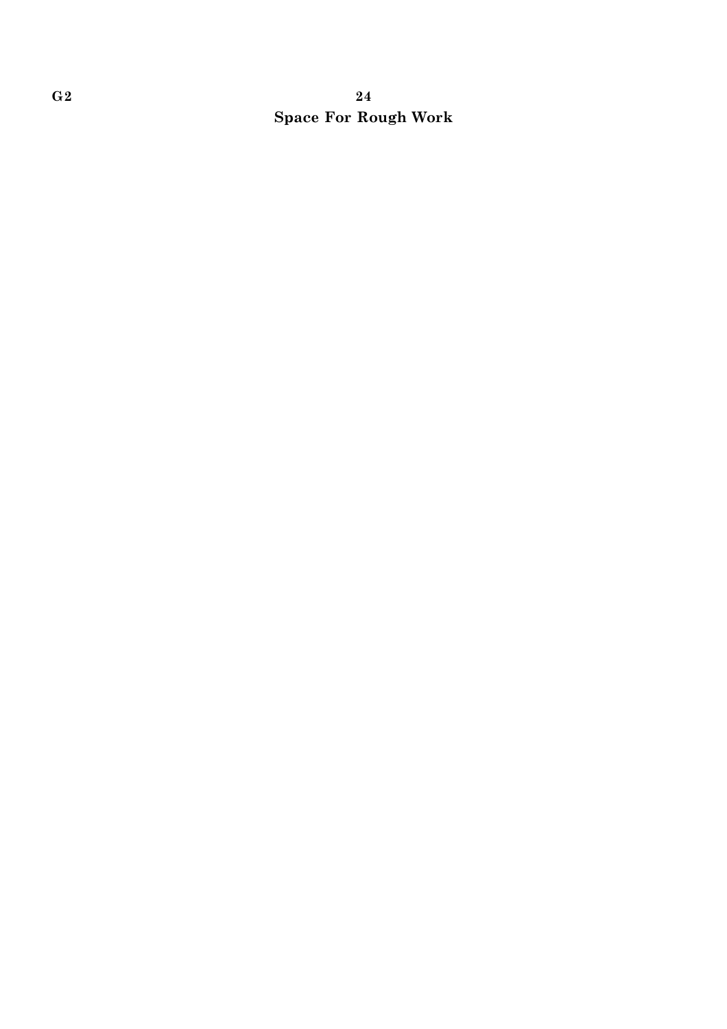**Space For Rough Work**